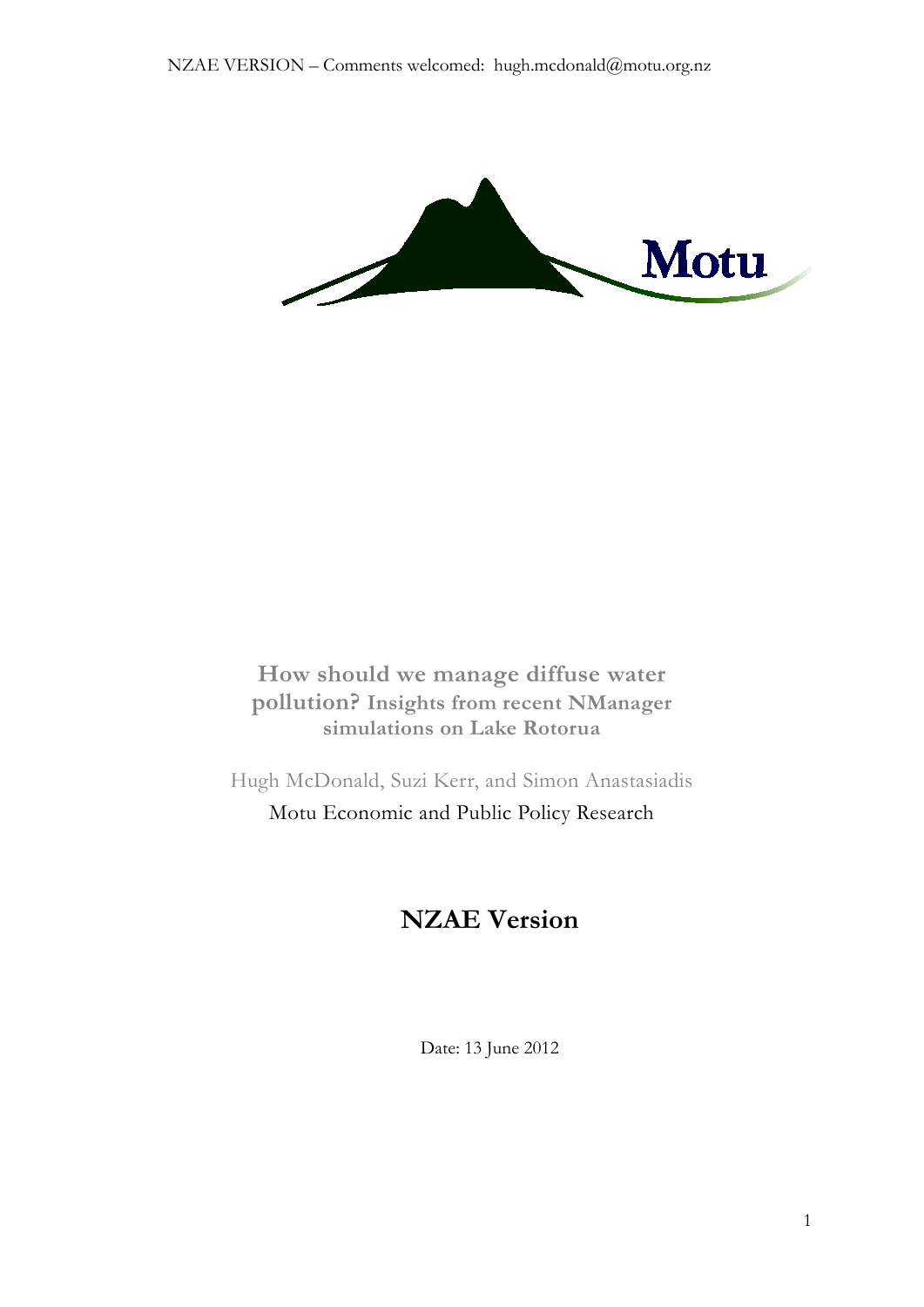NZAE VERSION – Comments welcomed: hugh.mcdonald@motu.org.nz

Motu

# How should we manage diffuse water pollution? Insights from recent NManager simulations on Lake Rotorua

Hugh McDonald, Suzi Kerr, and Simon Anastasiadis

Motu Economic and Public Policy Research

## NZAE Version

Date: 13 June 2012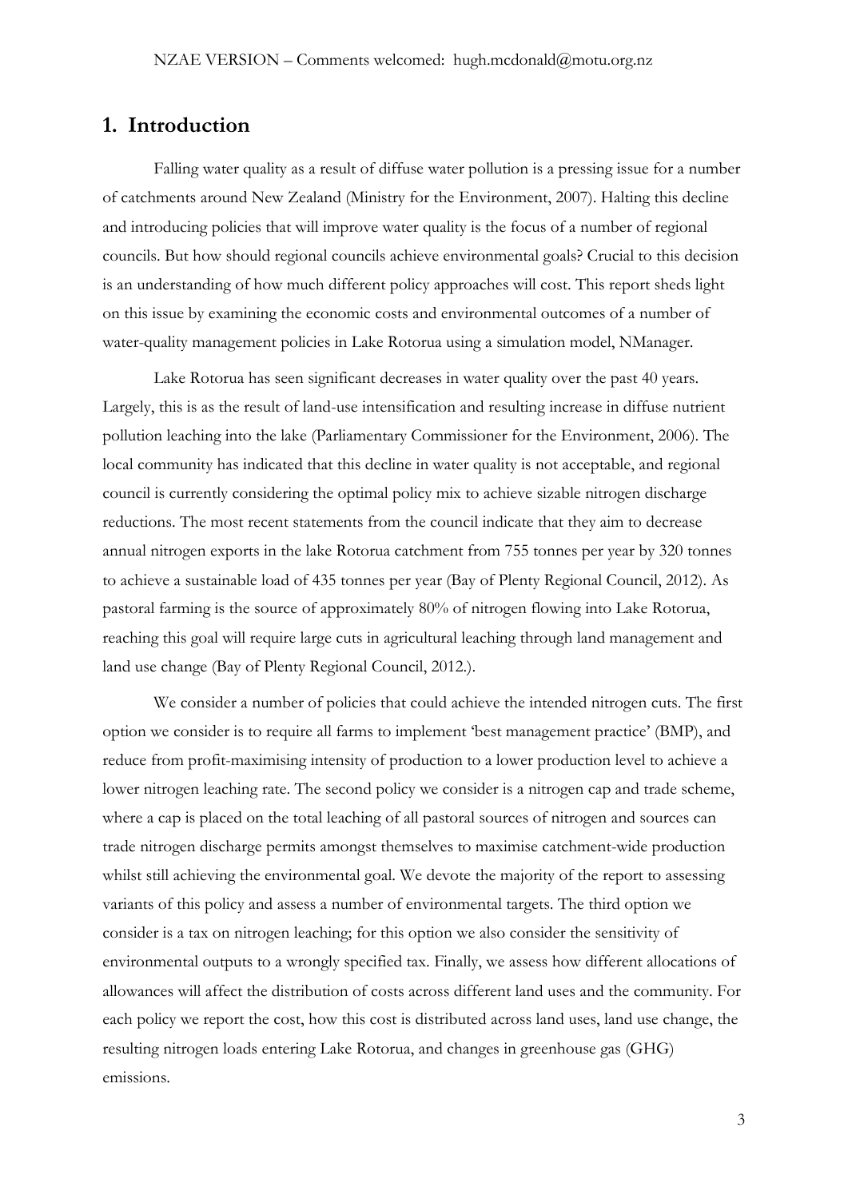## 1. Introduction

Falling water quality as a result of diffuse water pollution is a pressing issue for a number of catchments around New Zealand (Ministry for the Environment, 2007). Halting this decline and introducing policies that will improve water quality is the focus of a number of regional councils. But how should regional councils achieve environmental goals? Crucial to this decision is an understanding of how much different policy approaches will cost. This report sheds light on this issue by examining the economic costs and environmental outcomes of a number of water-quality management policies in Lake Rotorua using a simulation model, NManager.

Lake Rotorua has seen significant decreases in water quality over the past 40 years. Largely, this is as the result of land-use intensification and resulting increase in diffuse nutrient pollution leaching into the lake (Parliamentary Commissioner for the Environment, 2006). The local community has indicated that this decline in water quality is not acceptable, and regional council is currently considering the optimal policy mix to achieve sizable nitrogen discharge reductions. The most recent statements from the council indicate that they aim to decrease annual nitrogen exports in the lake Rotorua catchment from 755 tonnes per year by 320 tonnes to achieve a sustainable load of 435 tonnes per year (Bay of Plenty Regional Council, 2012). As pastoral farming is the source of approximately 80% of nitrogen flowing into Lake Rotorua, reaching this goal will require large cuts in agricultural leaching through land management and land use change (Bay of Plenty Regional Council, 2012.).

We consider a number of policies that could achieve the intended nitrogen cuts. The first option we consider is to require all farms to implement 'best management practice' (BMP), and reduce from profit-maximising intensity of production to a lower production level to achieve a lower nitrogen leaching rate. The second policy we consider is a nitrogen cap and trade scheme, where a cap is placed on the total leaching of all pastoral sources of nitrogen and sources can trade nitrogen discharge permits amongst themselves to maximise catchment-wide production whilst still achieving the environmental goal. We devote the majority of the report to assessing variants of this policy and assess a number of environmental targets. The third option we consider is a tax on nitrogen leaching; for this option we also consider the sensitivity of environmental outputs to a wrongly specified tax. Finally, we assess how different allocations of allowances will affect the distribution of costs across different land uses and the community. For each policy we report the cost, how this cost is distributed across land uses, land use change, the resulting nitrogen loads entering Lake Rotorua, and changes in greenhouse gas (GHG) emissions.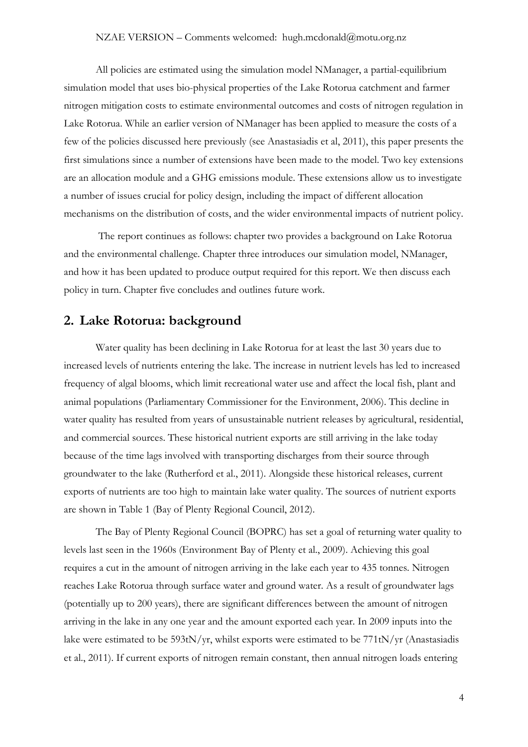All policies are estimated using the simulation model NManager, a partial-equilibrium simulation model that uses bio-physical properties of the Lake Rotorua catchment and farmer nitrogen mitigation costs to estimate environmental outcomes and costs of nitrogen regulation in Lake Rotorua. While an earlier version of NManager has been applied to measure the costs of a few of the policies discussed here previously (see Anastasiadis et al, 2011), this paper presents the first simulations since a number of extensions have been made to the model. Two key extensions are an allocation module and a GHG emissions module. These extensions allow us to investigate a number of issues crucial for policy design, including the impact of different allocation mechanisms on the distribution of costs, and the wider environmental impacts of nutrient policy.

The report continues as follows: chapter two provides a background on Lake Rotorua and the environmental challenge. Chapter three introduces our simulation model, NManager, and how it has been updated to produce output required for this report. We then discuss each policy in turn. Chapter five concludes and outlines future work.

## 2. Lake Rotorua: background

Water quality has been declining in Lake Rotorua for at least the last 30 years due to increased levels of nutrients entering the lake. The increase in nutrient levels has led to increased frequency of algal blooms, which limit recreational water use and affect the local fish, plant and animal populations (Parliamentary Commissioner for the Environment, 2006). This decline in water quality has resulted from years of unsustainable nutrient releases by agricultural, residential, and commercial sources. These historical nutrient exports are still arriving in the lake today because of the time lags involved with transporting discharges from their source through groundwater to the lake (Rutherford et al., 2011). Alongside these historical releases, current exports of nutrients are too high to maintain lake water quality. The sources of nutrient exports are shown in Table 1 (Bay of Plenty Regional Council, 2012).

The Bay of Plenty Regional Council (BOPRC) has set a goal of returning water quality to levels last seen in the 1960s (Environment Bay of Plenty et al., 2009). Achieving this goal requires a cut in the amount of nitrogen arriving in the lake each year to 435 tonnes. Nitrogen reaches Lake Rotorua through surface water and ground water. As a result of groundwater lags (potentially up to 200 years), there are significant differences between the amount of nitrogen arriving in the lake in any one year and the amount exported each year. In 2009 inputs into the lake were estimated to be 593tN/yr, whilst exports were estimated to be 771tN/yr (Anastasiadis et al., 2011). If current exports of nitrogen remain constant, then annual nitrogen loads entering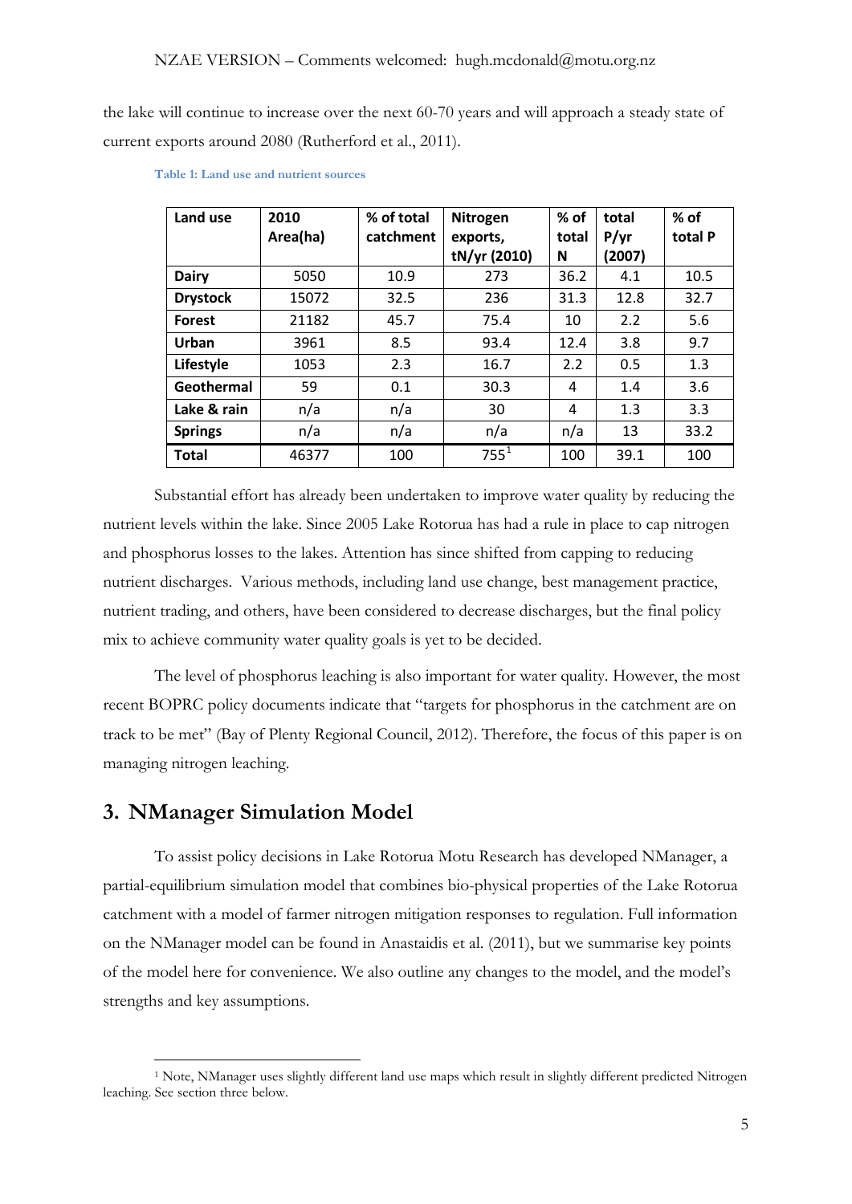the lake will continue to increase over the next 60-70 years and will approach a steady state of current exports around 2080 (Rutherford et al., 2011).

**Table 1: Land use and nutrient sources**

| Land use | 2010 Area(ha) | % of total catchment | Nitrogen exports, tN/yr (2010) | % of total N | total P/yr (2007) | % of total P |
|---|---|---|---|---|---|---|
| **Dairy** | 5050 | 10.9 | 273 | 36.2 | 4.1 | 10.5 |
| **Drystock** | 15072 | 32.5 | 236 | 31.3 | 12.8 | 32.7 |
| **Forest** | 21182 | 45.7 | 75.4 | 10 | 2.2 | 5.6 |
| **Urban** | 3961 | 8.5 | 93.4 | 12.4 | 3.8 | 9.7 |
| **Lifestyle** | 1053 | 2.3 | 16.7 | 2.2 | 0.5 | 1.3 |
| **Geothermal** | 59 | 0.1 | 30.3 | 4 | 1.4 | 3.6 |
| **Lake & rain** | n/a | n/a | 30 | 4 | 1.3 | 3.3 |
| **Springs** | n/a | n/a | n/a | n/a | 13 | 33.2 |
| **Total** | 46377 | 100 | 755[1] | 100 | 39.1 | 100 |

Substantial effort has already been undertaken to improve water quality by reducing the nutrient levels within the lake. Since 2005 Lake Rotorua has had a rule in place to cap nitrogen and phosphorus losses to the lakes. Attention has since shifted from capping to reducing nutrient discharges. Various methods, including land use change, best management practice, nutrient trading, and others, have been considered to decrease discharges, but the final policy mix to achieve community water quality goals is yet to be decided.

The level of phosphorus leaching is also important for water quality. However, the most recent BOPRC policy documents indicate that "targets for phosphorus in the catchment are on track to be met" (Bay of Plenty Regional Council, 2012). Therefore, the focus of this paper is on managing nitrogen leaching.

## 3. NManager Simulation Model

To assist policy decisions in Lake Rotorua Motu Research has developed NManager, a partial-equilibrium simulation model that combines bio-physical properties of the Lake Rotorua catchment with a model of farmer nitrogen mitigation responses to regulation. Full information on the NManager model can be found in Anastaidis et al. (2011), but we summarise key points of the model here for convenience. We also outline any changes to the model, and the model's strengths and key assumptions.

[1] Note, NManager uses slightly different land use maps which result in slightly different predicted Nitrogen leaching. See section three below.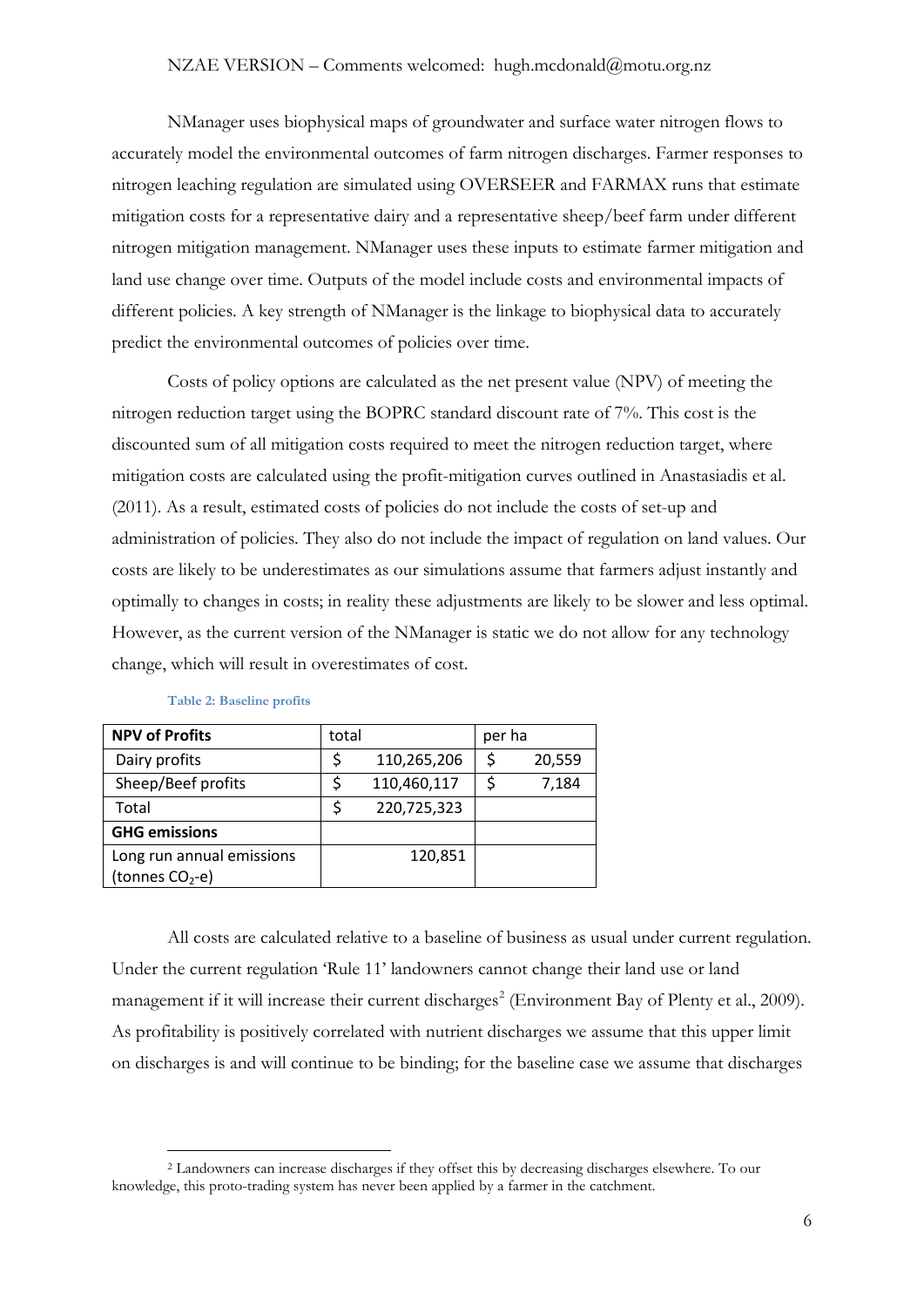NManager uses biophysical maps of groundwater and surface water nitrogen flows to accurately model the environmental outcomes of farm nitrogen discharges. Farmer responses to nitrogen leaching regulation are simulated using OVERSEER and FARMAX runs that estimate mitigation costs for a representative dairy and a representative sheep/beef farm under different nitrogen mitigation management. NManager uses these inputs to estimate farmer mitigation and land use change over time. Outputs of the model include costs and environmental impacts of different policies. A key strength of NManager is the linkage to biophysical data to accurately predict the environmental outcomes of policies over time.

Costs of policy options are calculated as the net present value (NPV) of meeting the nitrogen reduction target using the BOPRC standard discount rate of 7%. This cost is the discounted sum of all mitigation costs required to meet the nitrogen reduction target, where mitigation costs are calculated using the profit-mitigation curves outlined in Anastasiadis et al. (2011). As a result, estimated costs of policies do not include the costs of set-up and administration of policies. They also do not include the impact of regulation on land values. Our costs are likely to be underestimates as our simulations assume that farmers adjust instantly and optimally to changes in costs; in reality these adjustments are likely to be slower and less optimal. However, as the current version of the NManager is static we do not allow for any technology change, which will result in overestimates of cost.

**Table 2: Baseline profits**

| **NPV of Profits** | total | per ha |
|---|---|---|
| Dairy profits | $ 110,265,206 | $ 20,559 |
| Sheep/Beef profits | $ 110,460,117 | $ 7,184 |
| Total | $ 220,725,323 | |
| **GHG emissions** | | |
| Long run annual emissions (tonnes $CO_2$-e) | 120,851 | |

All costs are calculated relative to a baseline of business as usual under current regulation. Under the current regulation 'Rule 11' landowners cannot change their land use or land management if it will increase their current discharges[2] (Environment Bay of Plenty et al., 2009). As profitability is positively correlated with nutrient discharges we assume that this upper limit on discharges is and will continue to be binding; for the baseline case we assume that discharges

[2] Landowners can increase discharges if they offset this by decreasing discharges elsewhere. To our knowledge, this proto-trading system has never been applied by a farmer in the catchment.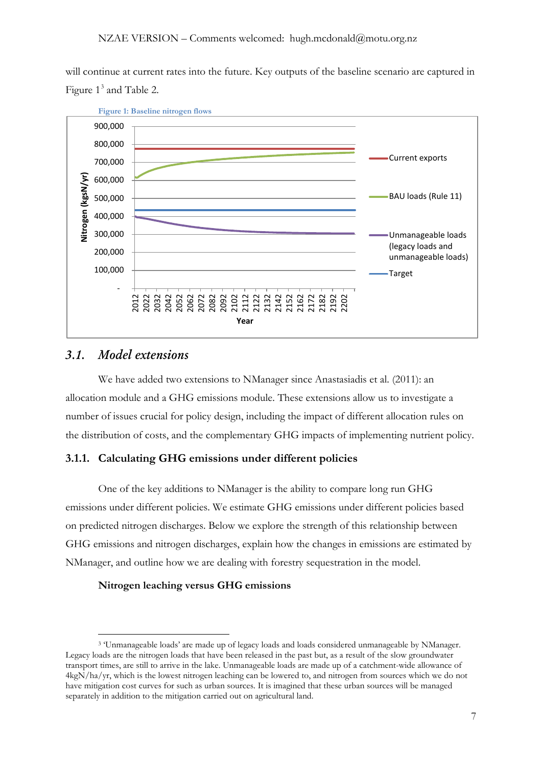will continue at current rates into the future. Key outputs of the baseline scenario are captured in Figure 1[3] and Table 2.

Figure 1: Baseline nitrogen flows

## 3.1. *Model extensions*

We have added two extensions to NManager since Anastasiadis et al. (2011): an allocation module and a GHG emissions module. These extensions allow us to investigate a number of issues crucial for policy design, including the impact of different allocation rules on the distribution of costs, and the complementary GHG impacts of implementing nutrient policy.

### 3.1.1. Calculating GHG emissions under different policies

One of the key additions to NManager is the ability to compare long run GHG emissions under different policies. We estimate GHG emissions under different policies based on predicted nitrogen discharges. Below we explore the strength of this relationship between GHG emissions and nitrogen discharges, explain how the changes in emissions are estimated by NManager, and outline how we are dealing with forestry sequestration in the model.

**Nitrogen leaching versus GHG emissions**

[3] 'Unmanageable loads' are made up of legacy loads and loads considered unmanageable by NManager. Legacy loads are the nitrogen loads that have been released in the past but, as a result of the slow groundwater transport times, are still to arrive in the lake. Unmanageable loads are made up of a catchment-wide allowance of 4kgN/ha/yr, which is the lowest nitrogen leaching can be lowered to, and nitrogen from sources which we do not have mitigation cost curves for such as urban sources. It is imagined that these urban sources will be managed separately in addition to the mitigation carried out on agricultural land.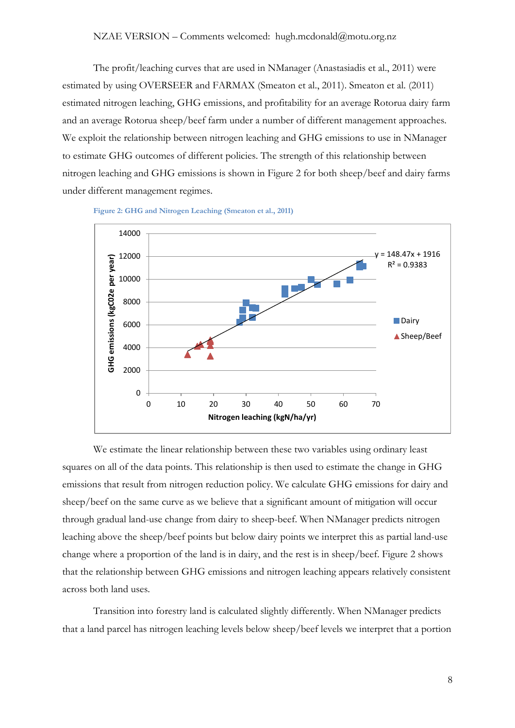The profit/leaching curves that are used in NManager (Anastasiadis et al., 2011) were estimated by using OVERSEER and FARMAX (Smeaton et al., 2011). Smeaton et al. (2011) estimated nitrogen leaching, GHG emissions, and profitability for an average Rotorua dairy farm and an average Rotorua sheep/beef farm under a number of different management approaches. We exploit the relationship between nitrogen leaching and GHG emissions to use in NManager to estimate GHG outcomes of different policies. The strength of this relationship between nitrogen leaching and GHG emissions is shown in Figure 2 for both sheep/beef and dairy farms under different management regimes.

**Figure 2: GHG and Nitrogen Leaching (Smeaton et al., 2011)**

We estimate the linear relationship between these two variables using ordinary least squares on all of the data points. This relationship is then used to estimate the change in GHG emissions that result from nitrogen reduction policy. We calculate GHG emissions for dairy and sheep/beef on the same curve as we believe that a significant amount of mitigation will occur through gradual land-use change from dairy to sheep-beef. When NManager predicts nitrogen leaching above the sheep/beef points but below dairy points we interpret this as partial land-use change where a proportion of the land is in dairy, and the rest is in sheep/beef. Figure 2 shows that the relationship between GHG emissions and nitrogen leaching appears relatively consistent across both land uses.

Transition into forestry land is calculated slightly differently. When NManager predicts that a land parcel has nitrogen leaching levels below sheep/beef levels we interpret that a portion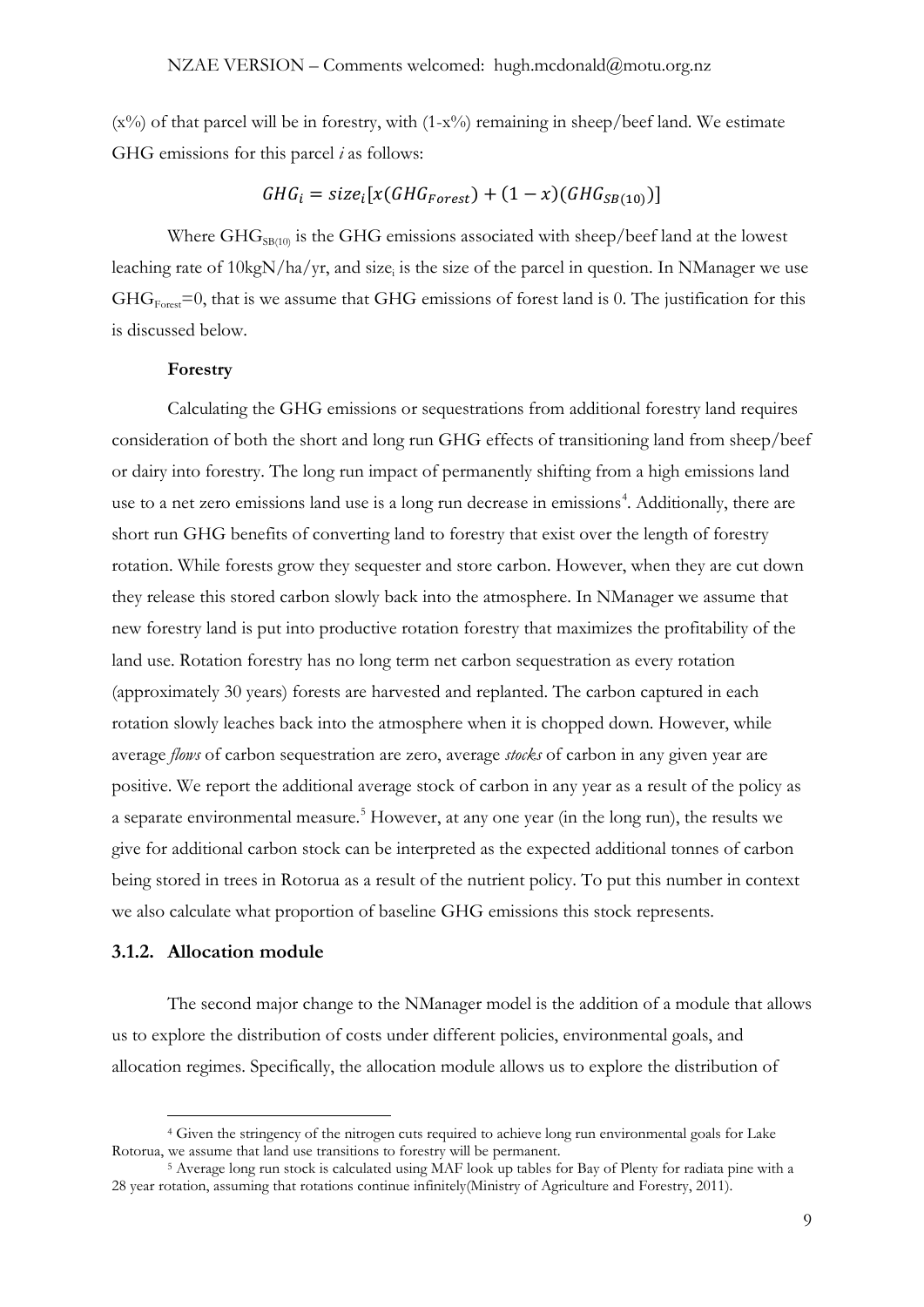(x%) of that parcel will be in forestry, with (1-x%) remaining in sheep/beef land. We estimate GHG emissions for this parcel *i* as follows:

$$GHG_i = size_i[x(GHG_{Forest}) + (1 - x)(GHG_{SB(10)})]$$

Where $GHG_{SB(10)}$ is the GHG emissions associated with sheep/beef land at the lowest leaching rate of 10kgN/ha/yr, and $size_i$ is the size of the parcel in question. In NManager we use $GHG_{Forest}=0$, that is we assume that GHG emissions of forest land is 0. The justification for this is discussed below.

**Forestry**

Calculating the GHG emissions or sequestrations from additional forestry land requires consideration of both the short and long run GHG effects of transitioning land from sheep/beef or dairy into forestry. The long run impact of permanently shifting from a high emissions land use to a net zero emissions land use is a long run decrease in emissions[4]. Additionally, there are short run GHG benefits of converting land to forestry that exist over the length of forestry rotation. While forests grow they sequester and store carbon. However, when they are cut down they release this stored carbon slowly back into the atmosphere. In NManager we assume that new forestry land is put into productive rotation forestry that maximizes the profitability of the land use. Rotation forestry has no long term net carbon sequestration as every rotation (approximately 30 years) forests are harvested and replanted. The carbon captured in each rotation slowly leaches back into the atmosphere when it is chopped down. However, while average *flows* of carbon sequestration are zero, average *stocks* of carbon in any given year are positive. We report the additional average stock of carbon in any year as a result of the policy as a separate environmental measure.[5] However, at any one year (in the long run), the results we give for additional carbon stock can be interpreted as the expected additional tonnes of carbon being stored in trees in Rotorua as a result of the nutrient policy. To put this number in context we also calculate what proportion of baseline GHG emissions this stock represents.

### 3.1.2. Allocation module

The second major change to the NManager model is the addition of a module that allows us to explore the distribution of costs under different policies, environmental goals, and allocation regimes. Specifically, the allocation module allows us to explore the distribution of

---

[4] Given the stringency of the nitrogen cuts required to achieve long run environmental goals for Lake Rotorua, we assume that land use transitions to forestry will be permanent.

[5] Average long run stock is calculated using MAF look up tables for Bay of Plenty for radiata pine with a 28 year rotation, assuming that rotations continue infinitely(Ministry of Agriculture and Forestry, 2011).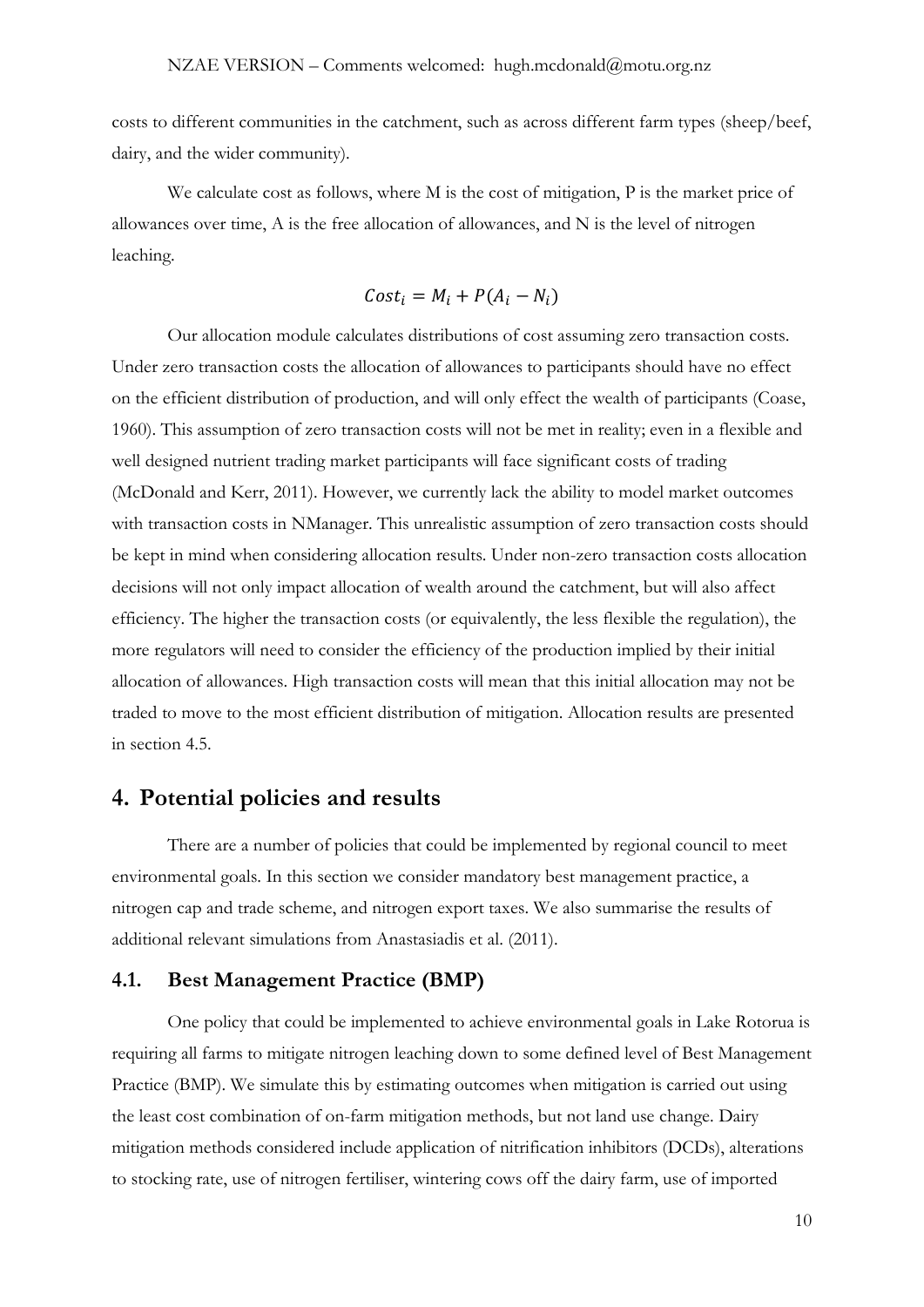costs to different communities in the catchment, such as across different farm types (sheep/beef, dairy, and the wider community).

We calculate cost as follows, where M is the cost of mitigation, P is the market price of allowances over time, A is the free allocation of allowances, and N is the level of nitrogen leaching.

$$Cost_i = M_i + P(A_i - N_i)$$

Our allocation module calculates distributions of cost assuming zero transaction costs. Under zero transaction costs the allocation of allowances to participants should have no effect on the efficient distribution of production, and will only effect the wealth of participants (Coase, 1960). This assumption of zero transaction costs will not be met in reality; even in a flexible and well designed nutrient trading market participants will face significant costs of trading (McDonald and Kerr, 2011). However, we currently lack the ability to model market outcomes with transaction costs in NManager. This unrealistic assumption of zero transaction costs should be kept in mind when considering allocation results. Under non-zero transaction costs allocation decisions will not only impact allocation of wealth around the catchment, but will also affect efficiency. The higher the transaction costs (or equivalently, the less flexible the regulation), the more regulators will need to consider the efficiency of the production implied by their initial allocation of allowances. High transaction costs will mean that this initial allocation may not be traded to move to the most efficient distribution of mitigation. Allocation results are presented in section 4.5.

# 4. Potential policies and results

There are a number of policies that could be implemented by regional council to meet environmental goals. In this section we consider mandatory best management practice, a nitrogen cap and trade scheme, and nitrogen export taxes. We also summarise the results of additional relevant simulations from Anastasiadis et al. (2011).

## 4.1. Best Management Practice (BMP)

One policy that could be implemented to achieve environmental goals in Lake Rotorua is requiring all farms to mitigate nitrogen leaching down to some defined level of Best Management Practice (BMP). We simulate this by estimating outcomes when mitigation is carried out using the least cost combination of on-farm mitigation methods, but not land use change. Dairy mitigation methods considered include application of nitrification inhibitors (DCDs), alterations to stocking rate, use of nitrogen fertiliser, wintering cows off the dairy farm, use of imported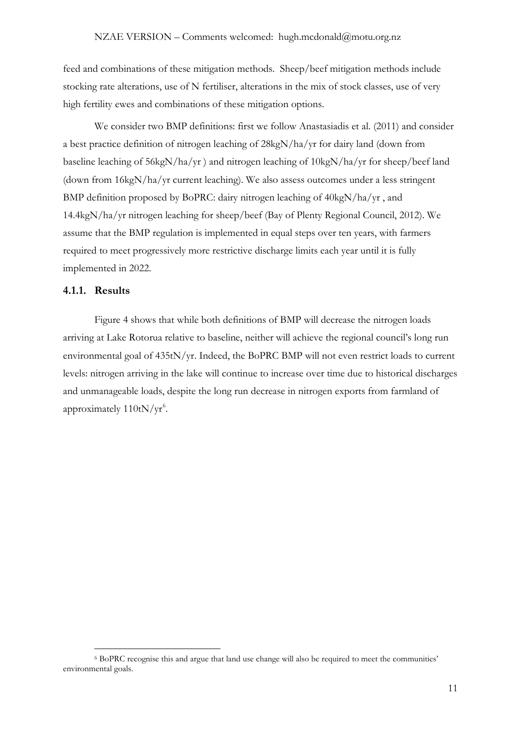feed and combinations of these mitigation methods. Sheep/beef mitigation methods include stocking rate alterations, use of N fertiliser, alterations in the mix of stock classes, use of very high fertility ewes and combinations of these mitigation options.

We consider two BMP definitions: first we follow Anastasiadis et al. (2011) and consider a best practice definition of nitrogen leaching of 28kgN/ha/yr for dairy land (down from baseline leaching of 56kgN/ha/yr ) and nitrogen leaching of 10kgN/ha/yr for sheep/beef land (down from 16kgN/ha/yr current leaching). We also assess outcomes under a less stringent BMP definition proposed by BoPRC: dairy nitrogen leaching of 40kgN/ha/yr , and 14.4kgN/ha/yr nitrogen leaching for sheep/beef (Bay of Plenty Regional Council, 2012). We assume that the BMP regulation is implemented in equal steps over ten years, with farmers required to meet progressively more restrictive discharge limits each year until it is fully implemented in 2022.

### 4.1.1. Results

Figure 4 shows that while both definitions of BMP will decrease the nitrogen loads arriving at Lake Rotorua relative to baseline, neither will achieve the regional council's long run environmental goal of 435tN/yr. Indeed, the BoPRC BMP will not even restrict loads to current levels: nitrogen arriving in the lake will continue to increase over time due to historical discharges and unmanageable loads, despite the long run decrease in nitrogen exports from farmland of approximately 110tN/yr[6].

[6] BoPRC recognise this and argue that land use change will also be required to meet the communities' environmental goals.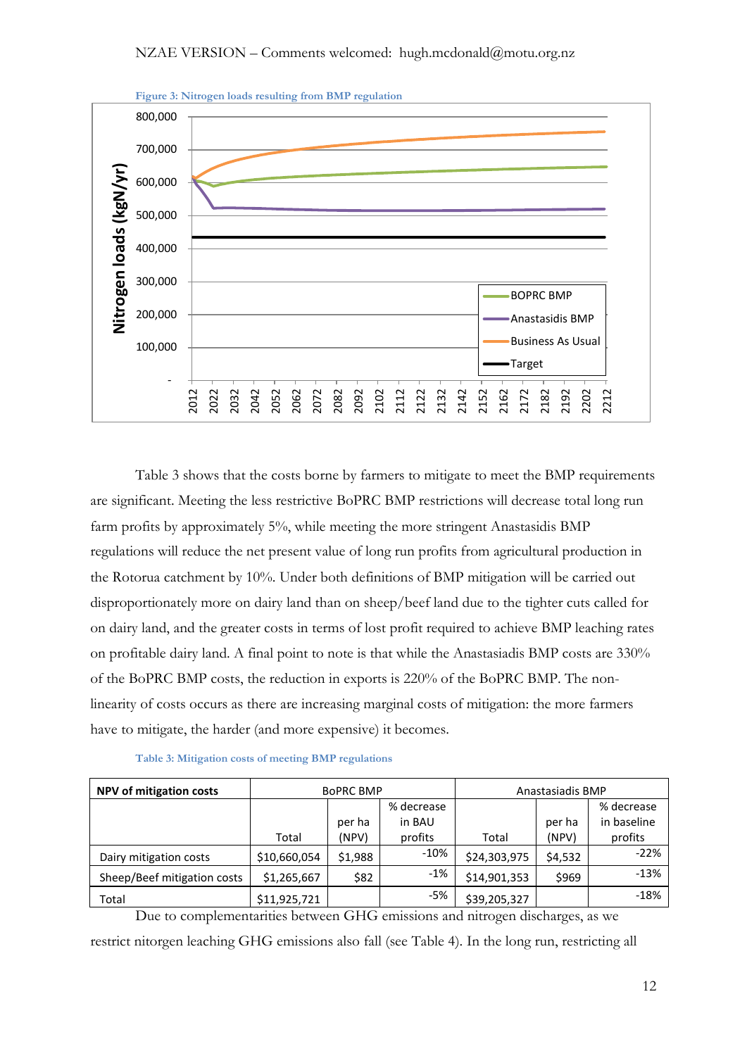Figure 3: Nitrogen loads resulting from BMP regulation

Table 3 shows that the costs borne by farmers to mitigate to meet the BMP requirements are significant. Meeting the less restrictive BoPRC BMP restrictions will decrease total long run farm profits by approximately 5%, while meeting the more stringent Anastasidis BMP regulations will reduce the net present value of long run profits from agricultural production in the Rotorua catchment by 10%. Under both definitions of BMP mitigation will be carried out disproportionately more on dairy land than on sheep/beef land due to the tighter cuts called for on dairy land, and the greater costs in terms of lost profit required to achieve BMP leaching rates on profitable dairy land. A final point to note is that while the Anastasiadis BMP costs are 330% of the BoPRC BMP costs, the reduction in exports is 220% of the BoPRC BMP. The non-linearity of costs occurs as there are increasing marginal costs of mitigation: the more farmers have to mitigate, the harder (and more expensive) it becomes.

Table 3: Mitigation costs of meeting BMP regulations

| NPV of mitigation costs | BoPRC BMP | | | Anastasiadis BMP | | |
|---|---|---|---|---|---|---|
| | Total | per ha (NPV) | % decrease in BAU profits | Total | per ha (NPV) | % decrease in baseline profits |
| Dairy mitigation costs | $10,660,054 | $1,988 | -10% | $24,303,975 | $4,532 | -22% |
| Sheep/Beef mitigation costs | $1,265,667 | $82 | -1% | $14,901,353 | $969 | -13% |
| Total | $11,925,721 | | -5% | $39,205,327 | | -18% |

Due to complementarities between GHG emissions and nitrogen discharges, as we restrict nitorgen leaching GHG emissions also fall (see Table 4). In the long run, restricting all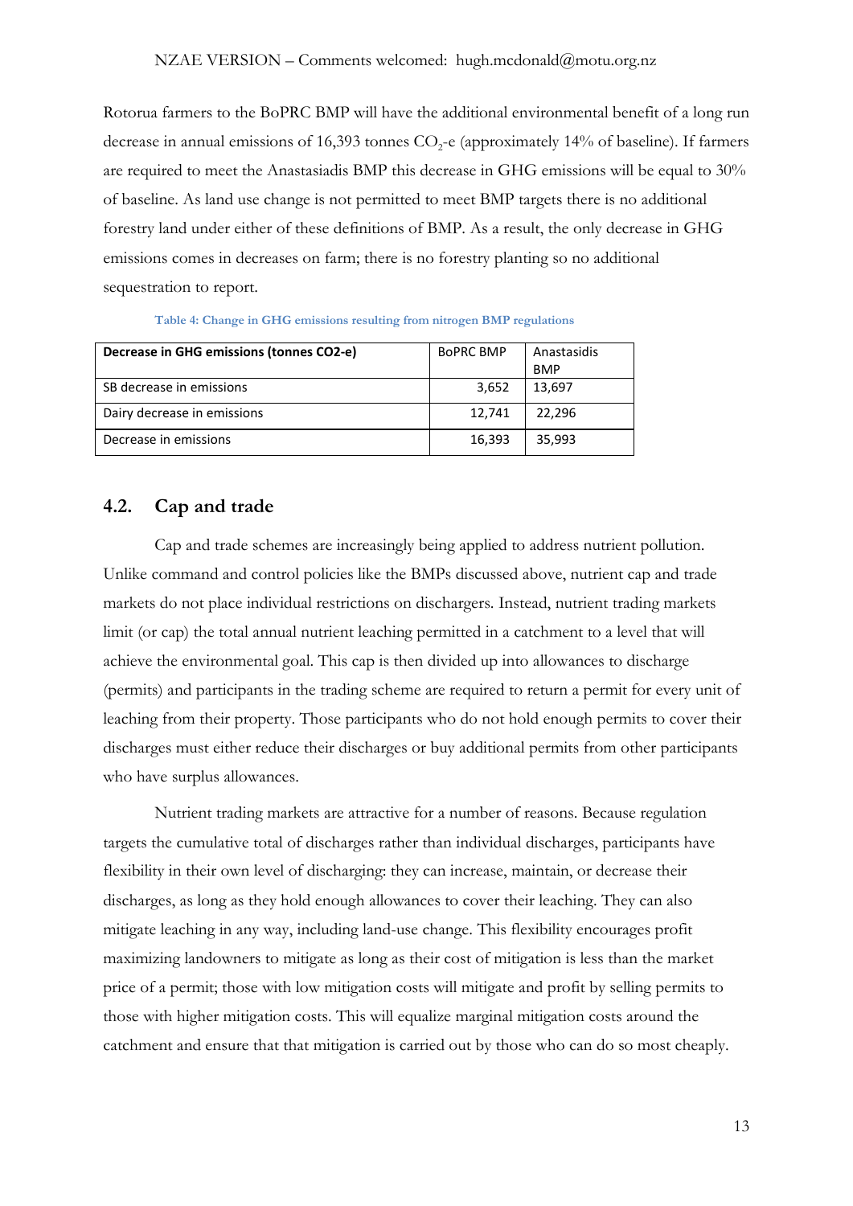Rotorua farmers to the BoPRC BMP will have the additional environmental benefit of a long run decrease in annual emissions of 16,393 tonnes $CO_2$-e (approximately 14% of baseline). If farmers are required to meet the Anastasiadis BMP this decrease in GHG emissions will be equal to 30% of baseline. As land use change is not permitted to meet BMP targets there is no additional forestry land under either of these definitions of BMP. As a result, the only decrease in GHG emissions comes in decreases on farm; there is no forestry planting so no additional sequestration to report.

**Table 4: Change in GHG emissions resulting from nitrogen BMP regulations**

| Decrease in GHG emissions (tonnes CO2-e) | BoPRC BMP | Anastasidis BMP |
|---|---|---|
| SB decrease in emissions | 3,652 | 13,697 |
| Dairy decrease in emissions | 12,741 | 22,296 |
| Decrease in emissions | 16,393 | 35,993 |

## 4.2. Cap and trade

Cap and trade schemes are increasingly being applied to address nutrient pollution. Unlike command and control policies like the BMPs discussed above, nutrient cap and trade markets do not place individual restrictions on dischargers. Instead, nutrient trading markets limit (or cap) the total annual nutrient leaching permitted in a catchment to a level that will achieve the environmental goal. This cap is then divided up into allowances to discharge (permits) and participants in the trading scheme are required to return a permit for every unit of leaching from their property. Those participants who do not hold enough permits to cover their discharges must either reduce their discharges or buy additional permits from other participants who have surplus allowances.

Nutrient trading markets are attractive for a number of reasons. Because regulation targets the cumulative total of discharges rather than individual discharges, participants have flexibility in their own level of discharging: they can increase, maintain, or decrease their discharges, as long as they hold enough allowances to cover their leaching. They can also mitigate leaching in any way, including land-use change. This flexibility encourages profit maximizing landowners to mitigate as long as their cost of mitigation is less than the market price of a permit; those with low mitigation costs will mitigate and profit by selling permits to those with higher mitigation costs. This will equalize marginal mitigation costs around the catchment and ensure that that mitigation is carried out by those who can do so most cheaply.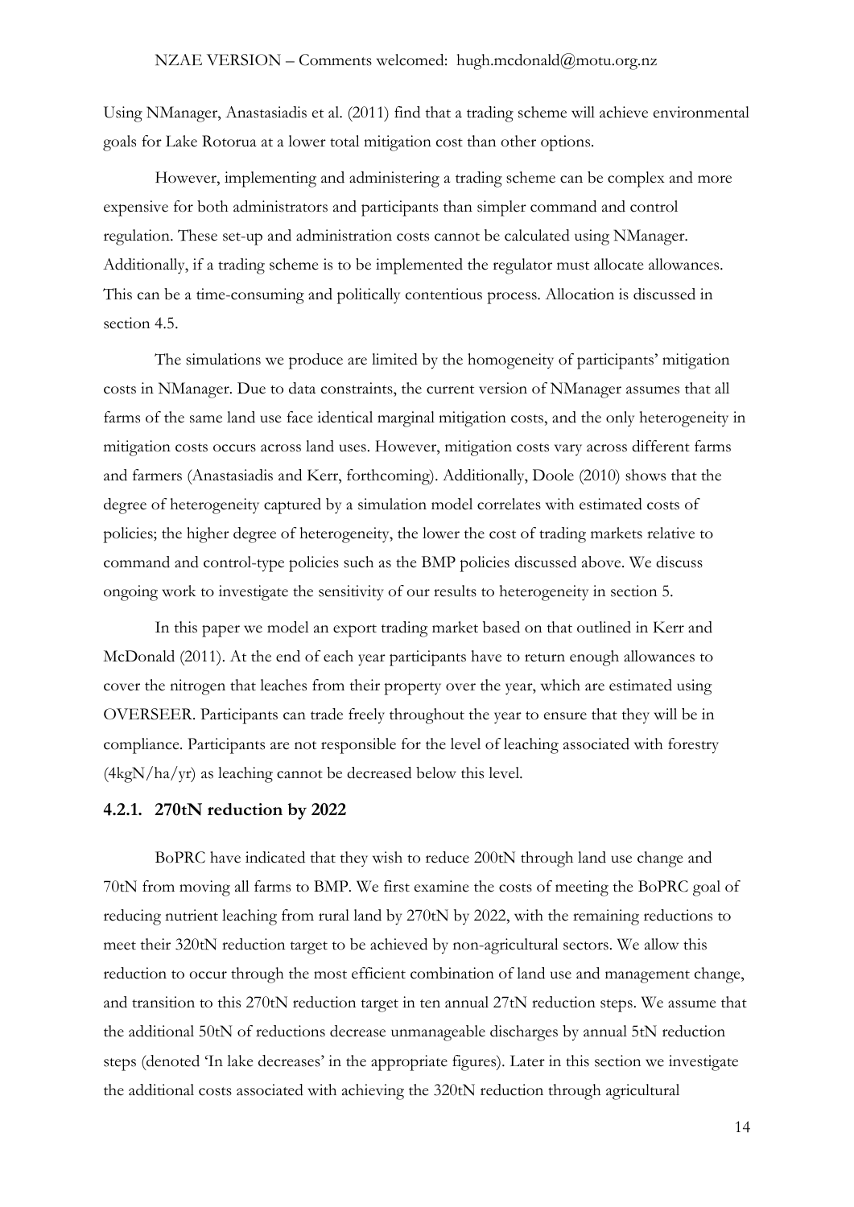Using NManager, Anastasiadis et al. (2011) find that a trading scheme will achieve environmental goals for Lake Rotorua at a lower total mitigation cost than other options.

However, implementing and administering a trading scheme can be complex and more expensive for both administrators and participants than simpler command and control regulation. These set-up and administration costs cannot be calculated using NManager. Additionally, if a trading scheme is to be implemented the regulator must allocate allowances. This can be a time-consuming and politically contentious process. Allocation is discussed in section 4.5.

The simulations we produce are limited by the homogeneity of participants' mitigation costs in NManager. Due to data constraints, the current version of NManager assumes that all farms of the same land use face identical marginal mitigation costs, and the only heterogeneity in mitigation costs occurs across land uses. However, mitigation costs vary across different farms and farmers (Anastasiadis and Kerr, forthcoming). Additionally, Doole (2010) shows that the degree of heterogeneity captured by a simulation model correlates with estimated costs of policies; the higher degree of heterogeneity, the lower the cost of trading markets relative to command and control-type policies such as the BMP policies discussed above. We discuss ongoing work to investigate the sensitivity of our results to heterogeneity in section 5.

In this paper we model an export trading market based on that outlined in Kerr and McDonald (2011). At the end of each year participants have to return enough allowances to cover the nitrogen that leaches from their property over the year, which are estimated using OVERSEER. Participants can trade freely throughout the year to ensure that they will be in compliance. Participants are not responsible for the level of leaching associated with forestry (4kgN/ha/yr) as leaching cannot be decreased below this level.

### 4.2.1. 270tN reduction by 2022

BoPRC have indicated that they wish to reduce 200tN through land use change and 70tN from moving all farms to BMP. We first examine the costs of meeting the BoPRC goal of reducing nutrient leaching from rural land by 270tN by 2022, with the remaining reductions to meet their 320tN reduction target to be achieved by non-agricultural sectors. We allow this reduction to occur through the most efficient combination of land use and management change, and transition to this 270tN reduction target in ten annual 27tN reduction steps. We assume that the additional 50tN of reductions decrease unmanageable discharges by annual 5tN reduction steps (denoted 'In lake decreases' in the appropriate figures). Later in this section we investigate the additional costs associated with achieving the 320tN reduction through agricultural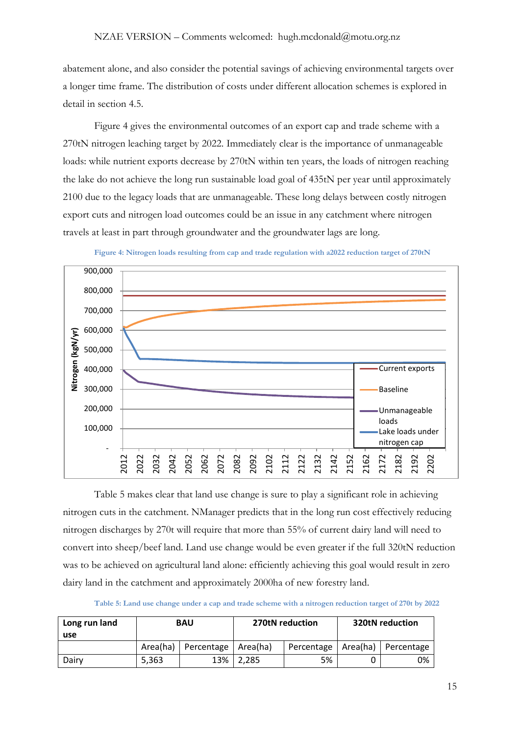abatement alone, and also consider the potential savings of achieving environmental targets over a longer time frame. The distribution of costs under different allocation schemes is explored in detail in section 4.5.

Figure 4 gives the environmental outcomes of an export cap and trade scheme with a 270tN nitrogen leaching target by 2022. Immediately clear is the importance of unmanageable loads: while nutrient exports decrease by 270tN within ten years, the loads of nitrogen reaching the lake do not achieve the long run sustainable load goal of 435tN per year until approximately 2100 due to the legacy loads that are unmanageable. These long delays between costly nitrogen export cuts and nitrogen load outcomes could be an issue in any catchment where nitrogen travels at least in part through groundwater and the groundwater lags are long.

Figure 4: Nitrogen loads resulting from cap and trade regulation with a2022 reduction target of 270tN

Table 5 makes clear that land use change is sure to play a significant role in achieving nitrogen cuts in the catchment. NManager predicts that in the long run cost effectively reducing nitrogen discharges by 270t will require that more than 55% of current dairy land will need to convert into sheep/beef land. Land use change would be even greater if the full 320tN reduction was to be achieved on agricultural land alone: efficiently achieving this goal would result in zero dairy land in the catchment and approximately 2000ha of new forestry land.

Table 5: Land use change under a cap and trade scheme with a nitrogen reduction target of 270t by 2022

| Long run land use | BAU | | 270tN reduction | | 320tN reduction | |
|---|---|---|---|---|---|---|
| | Area(ha) | Percentage | Area(ha) | Percentage | Area(ha) | Percentage |
| Dairy | 5,363 | 13% | 2,285 | 5% | 0 | 0% |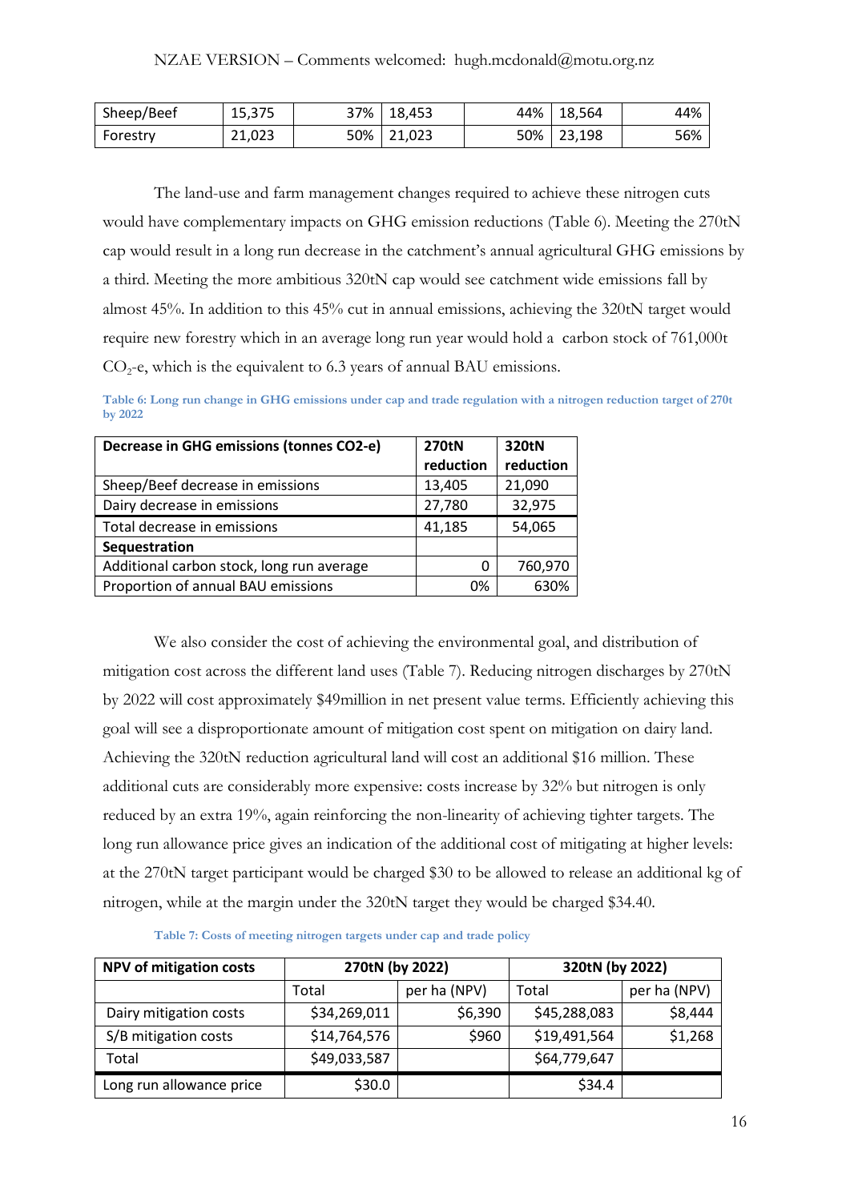| Sheep/Beef | 15,375 | 37% | 18,453 | 44% | 18,564 | 44% |
|---|---|---|---|---|---|---|
| Forestry | 21,023 | 50% | 21,023 | 50% | 23,198 | 56% |

The land-use and farm management changes required to achieve these nitrogen cuts would have complementary impacts on GHG emission reductions (Table 6). Meeting the 270tN cap would result in a long run decrease in the catchment's annual agricultural GHG emissions by a third. Meeting the more ambitious 320tN cap would see catchment wide emissions fall by almost 45%. In addition to this 45% cut in annual emissions, achieving the 320tN target would require new forestry which in an average long run year would hold a carbon stock of 761,000t $CO_2$-e, which is the equivalent to 6.3 years of annual BAU emissions.

**Table 6: Long run change in GHG emissions under cap and trade regulation with a nitrogen reduction target of 270t by 2022**

| Decrease in GHG emissions (tonnes CO2-e) | 270tN reduction | 320tN reduction |
|---|---|---|
| Sheep/Beef decrease in emissions | 13,405 | 21,090 |
| Dairy decrease in emissions | 27,780 | 32,975 |
| Total decrease in emissions | 41,185 | 54,065 |
| **Sequestration** | | |
| Additional carbon stock, long run average | 0 | 760,970 |
| Proportion of annual BAU emissions | 0% | 630% |

We also consider the cost of achieving the environmental goal, and distribution of mitigation cost across the different land uses (Table 7). Reducing nitrogen discharges by 270tN by 2022 will cost approximately $49million in net present value terms. Efficiently achieving this goal will see a disproportionate amount of mitigation cost spent on mitigation on dairy land. Achieving the 320tN reduction agricultural land will cost an additional $16 million. These additional cuts are considerably more expensive: costs increase by 32% but nitrogen is only reduced by an extra 19%, again reinforcing the non-linearity of achieving tighter targets. The long run allowance price gives an indication of the additional cost of mitigating at higher levels: at the 270tN target participant would be charged $30 to be allowed to release an additional kg of nitrogen, while at the margin under the 320tN target they would be charged $34.40.

**Table 7: Costs of meeting nitrogen targets under cap and trade policy**

| NPV of mitigation costs | 270tN (by 2022) | | 320tN (by 2022) | |
|---|---|---|---|---|
| | Total | per ha (NPV) | Total | per ha (NPV) |
| Dairy mitigation costs | $34,269,011 | $6,390 | $45,288,083 | $8,444 |
| S/B mitigation costs | $14,764,576 | $960 | $19,491,564 | $1,268 |
| Total | $49,033,587 | | $64,779,647 | |
| Long run allowance price | $30.0 | | $34.4 | |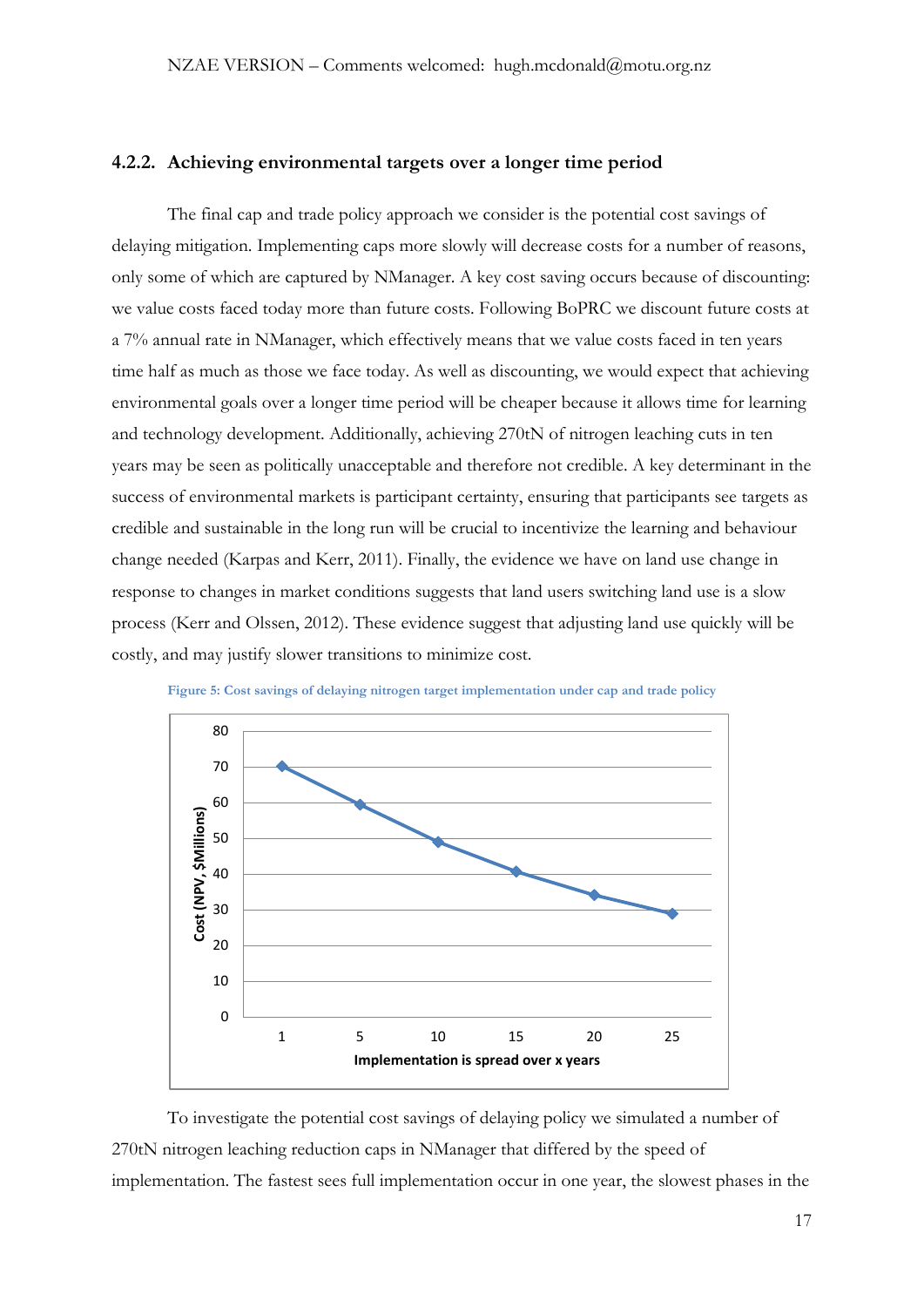### 4.2.2. Achieving environmental targets over a longer time period

The final cap and trade policy approach we consider is the potential cost savings of delaying mitigation. Implementing caps more slowly will decrease costs for a number of reasons, only some of which are captured by NManager. A key cost saving occurs because of discounting: we value costs faced today more than future costs. Following BoPRC we discount future costs at a 7% annual rate in NManager, which effectively means that we value costs faced in ten years time half as much as those we face today. As well as discounting, we would expect that achieving environmental goals over a longer time period will be cheaper because it allows time for learning and technology development. Additionally, achieving 270tN of nitrogen leaching cuts in ten years may be seen as politically unacceptable and therefore not credible. A key determinant in the success of environmental markets is participant certainty, ensuring that participants see targets as credible and sustainable in the long run will be crucial to incentivize the learning and behaviour change needed (Karpas and Kerr, 2011). Finally, the evidence we have on land use change in response to changes in market conditions suggests that land users switching land use is a slow process (Kerr and Olssen, 2012). These evidence suggest that adjusting land use quickly will be costly, and may justify slower transitions to minimize cost.

Figure 5: Cost savings of delaying nitrogen target implementation under cap and trade policy

| Implementation is spread over x years | 1 | 5 | 10 | 15 | 20 | 25 |
|---|---|---|---|---|---|---|
| Cost (NPV, $Millions) (approx.) | 70 | 59.5 | 49 | 40.5 | 34 | 29 |

To investigate the potential cost savings of delaying policy we simulated a number of 270tN nitrogen leaching reduction caps in NManager that differed by the speed of implementation. The fastest sees full implementation occur in one year, the slowest phases in the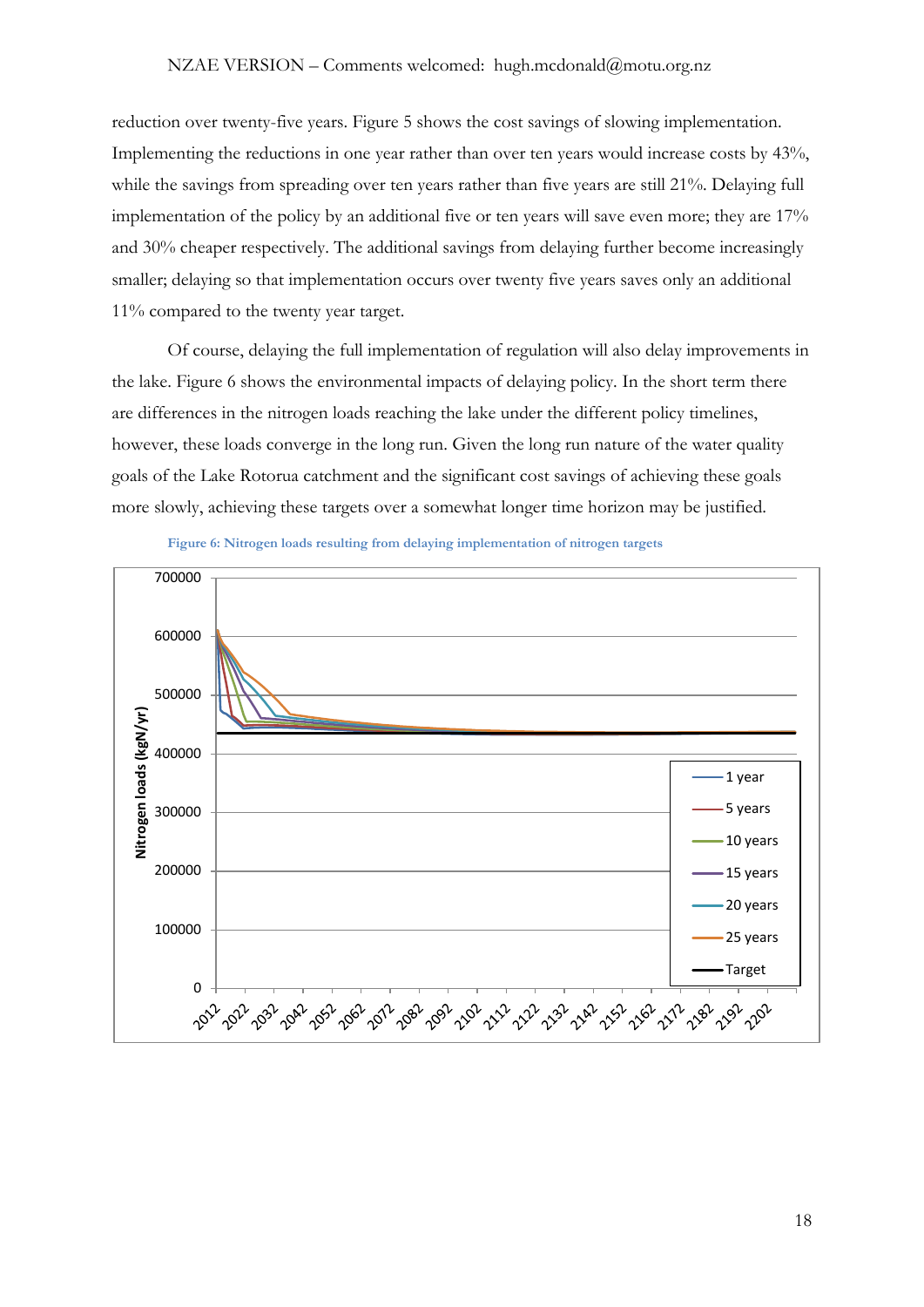reduction over twenty-five years. Figure 5 shows the cost savings of slowing implementation. Implementing the reductions in one year rather than over ten years would increase costs by 43%, while the savings from spreading over ten years rather than five years are still 21%. Delaying full implementation of the policy by an additional five or ten years will save even more; they are 17% and 30% cheaper respectively. The additional savings from delaying further become increasingly smaller; delaying so that implementation occurs over twenty five years saves only an additional 11% compared to the twenty year target.

Of course, delaying the full implementation of regulation will also delay improvements in the lake. Figure 6 shows the environmental impacts of delaying policy. In the short term there are differences in the nitrogen loads reaching the lake under the different policy timelines, however, these loads converge in the long run. Given the long run nature of the water quality goals of the Lake Rotorua catchment and the significant cost savings of achieving these goals more slowly, achieving these targets over a somewhat longer time horizon may be justified.

Figure 6: Nitrogen loads resulting from delaying implementation of nitrogen targets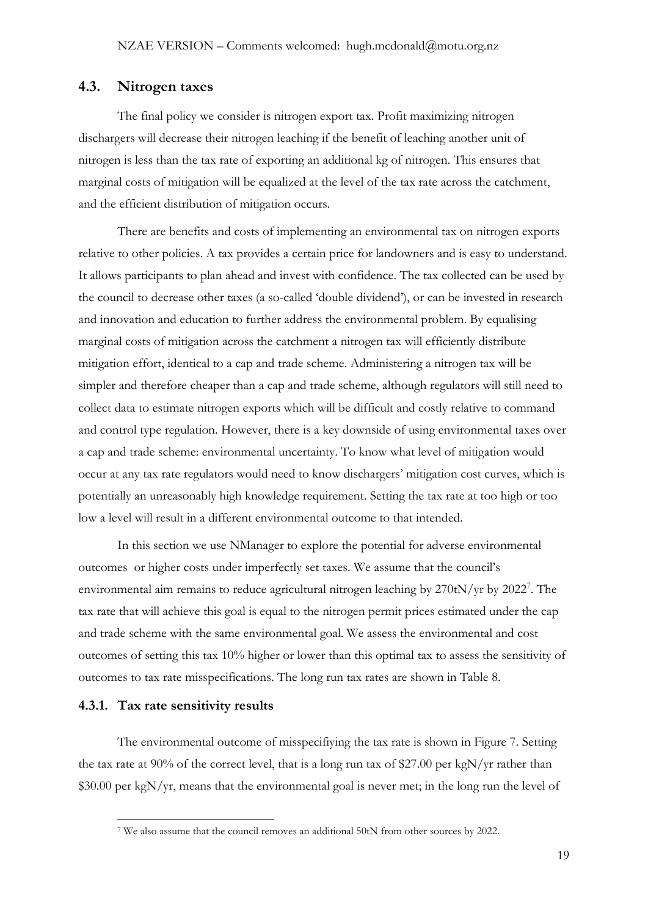## 4.3. Nitrogen taxes

The final policy we consider is nitrogen export tax. Profit maximizing nitrogen dischargers will decrease their nitrogen leaching if the benefit of leaching another unit of nitrogen is less than the tax rate of exporting an additional kg of nitrogen. This ensures that marginal costs of mitigation will be equalized at the level of the tax rate across the catchment, and the efficient distribution of mitigation occurs.

There are benefits and costs of implementing an environmental tax on nitrogen exports relative to other policies. A tax provides a certain price for landowners and is easy to understand. It allows participants to plan ahead and invest with confidence. The tax collected can be used by the council to decrease other taxes (a so-called 'double dividend'), or can be invested in research and innovation and education to further address the environmental problem. By equalising marginal costs of mitigation across the catchment a nitrogen tax will efficiently distribute mitigation effort, identical to a cap and trade scheme. Administering a nitrogen tax will be simpler and therefore cheaper than a cap and trade scheme, although regulators will still need to collect data to estimate nitrogen exports which will be difficult and costly relative to command and control type regulation. However, there is a key downside of using environmental taxes over a cap and trade scheme: environmental uncertainty. To know what level of mitigation would occur at any tax rate regulators would need to know dischargers' mitigation cost curves, which is potentially an unreasonably high knowledge requirement. Setting the tax rate at too high or too low a level will result in a different environmental outcome to that intended.

In this section we use NManager to explore the potential for adverse environmental outcomes or higher costs under imperfectly set taxes. We assume that the council's environmental aim remains to reduce agricultural nitrogen leaching by 270tN/yr by 2022[7]. The tax rate that will achieve this goal is equal to the nitrogen permit prices estimated under the cap and trade scheme with the same environmental goal. We assess the environmental and cost outcomes of setting this tax 10% higher or lower than this optimal tax to assess the sensitivity of outcomes to tax rate misspecifications. The long run tax rates are shown in Table 8.

### 4.3.1. Tax rate sensitivity results

The environmental outcome of misspecifiying the tax rate is shown in Figure 7. Setting the tax rate at 90% of the correct level, that is a long run tax of $27.00 per kgN/yr rather than $30.00 per kgN/yr, means that the environmental goal is never met; in the long run the level of

[7] We also assume that the council removes an additional 50tN from other sources by 2022.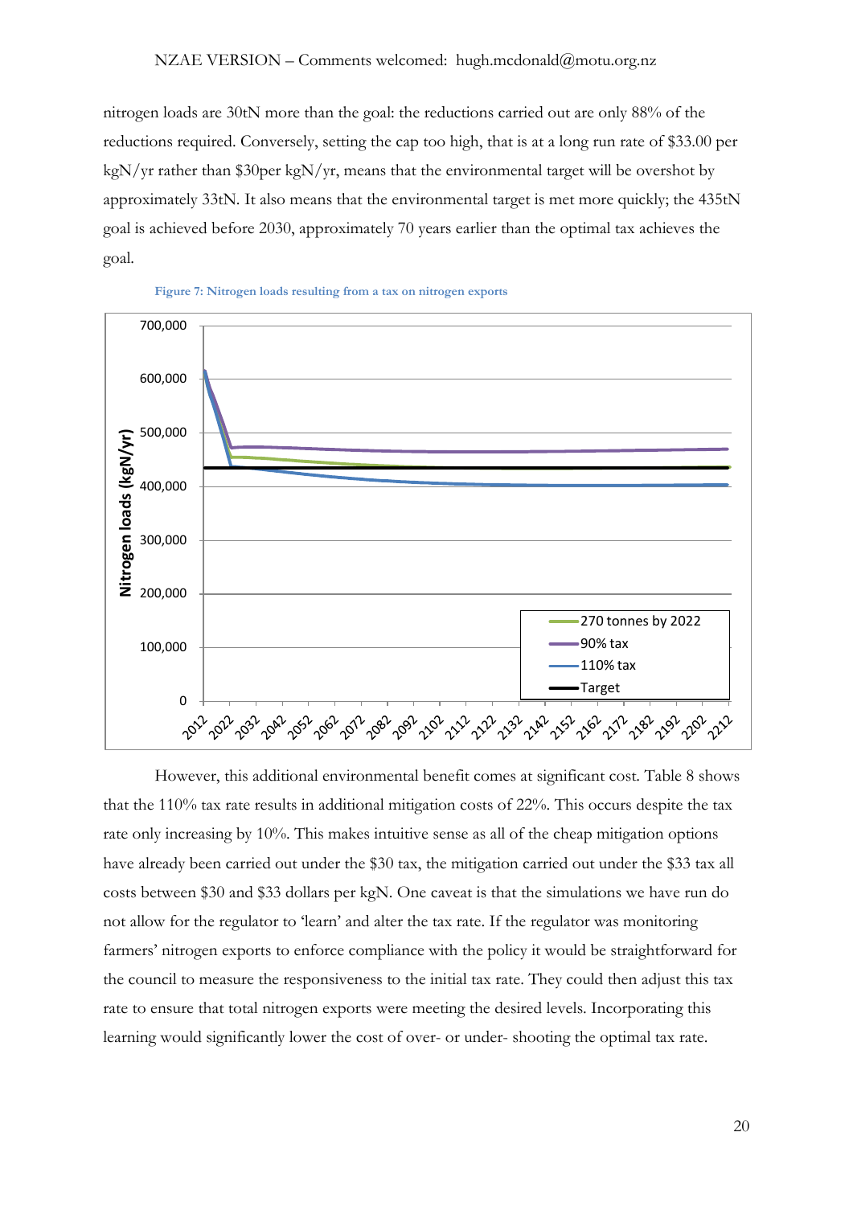nitrogen loads are 30tN more than the goal: the reductions carried out are only 88% of the reductions required. Conversely, setting the cap too high, that is at a long run rate of $33.00 per kgN/yr rather than $30per kgN/yr, means that the environmental target will be overshot by approximately 33tN. It also means that the environmental target is met more quickly; the 435tN goal is achieved before 2030, approximately 70 years earlier than the optimal tax achieves the goal.

Figure 7: Nitrogen loads resulting from a tax on nitrogen exports

However, this additional environmental benefit comes at significant cost. Table 8 shows that the 110% tax rate results in additional mitigation costs of 22%. This occurs despite the tax rate only increasing by 10%. This makes intuitive sense as all of the cheap mitigation options have already been carried out under the $30 tax, the mitigation carried out under the $33 tax all costs between $30 and $33 dollars per kgN. One caveat is that the simulations we have run do not allow for the regulator to 'learn' and alter the tax rate. If the regulator was monitoring farmers' nitrogen exports to enforce compliance with the policy it would be straightforward for the council to measure the responsiveness to the initial tax rate. They could then adjust this tax rate to ensure that total nitrogen exports were meeting the desired levels. Incorporating this learning would significantly lower the cost of over- or under- shooting the optimal tax rate.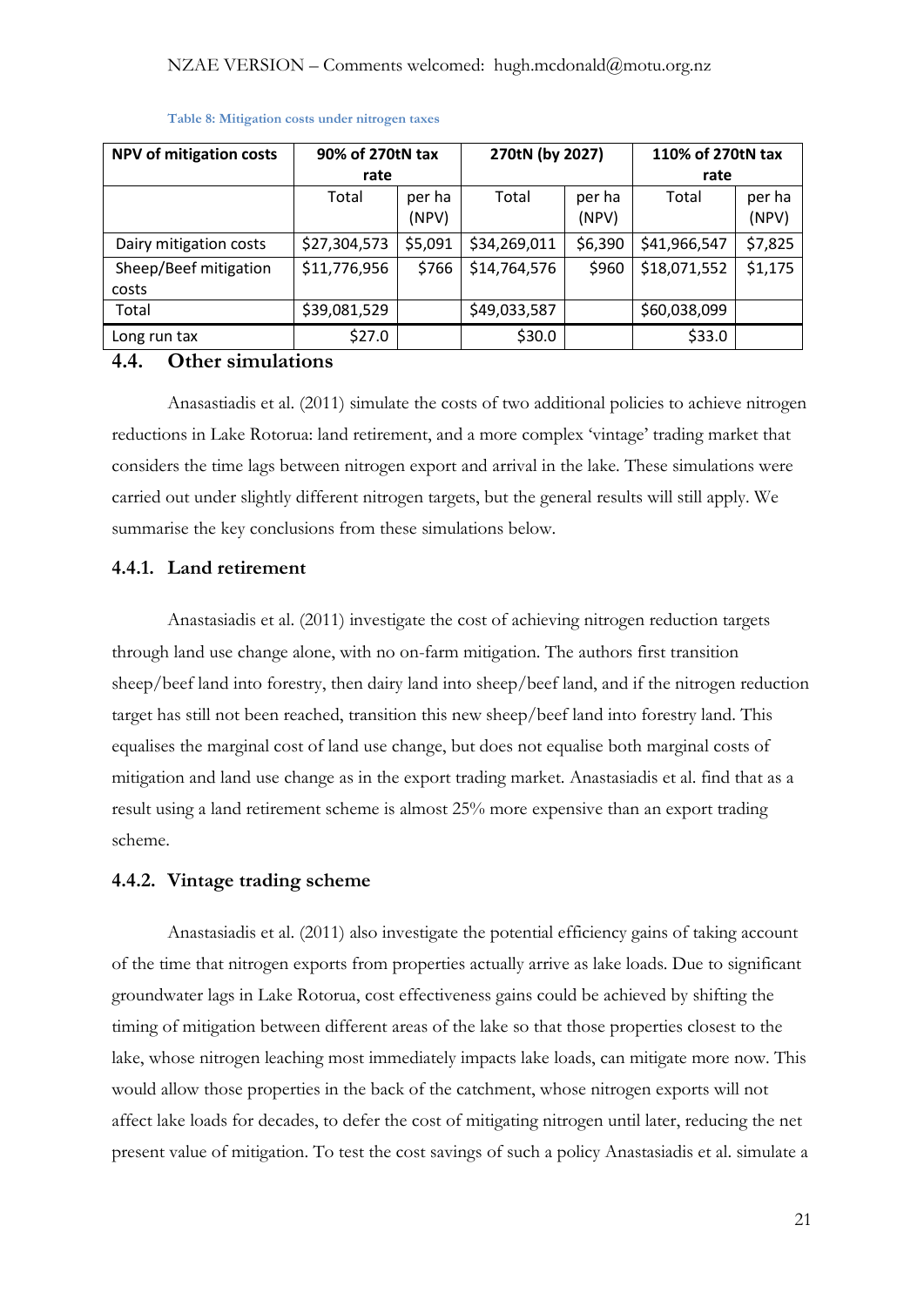Table 8: Mitigation costs under nitrogen taxes

| NPV of mitigation costs | 90% of 270tN tax rate | | 270tN (by 2027) | | 110% of 270tN tax rate | |
|---|---|---|---|---|---|---|
| | Total | per ha (NPV) | Total | per ha (NPV) | Total | per ha (NPV) |
| Dairy mitigation costs | $27,304,573 | $5,091 | $34,269,011 | $6,390 | $41,966,547 | $7,825 |
| Sheep/Beef mitigation costs | $11,776,956 | $766 | $14,764,576 | $960 | $18,071,552 | $1,175 |
| Total | $39,081,529 | | $49,033,587 | | $60,038,099 | |
| Long run tax | $27.0 | | $30.0 | | $33.0 | |

### 4.4. Other simulations

Anasastiadis et al. (2011) simulate the costs of two additional policies to achieve nitrogen reductions in Lake Rotorua: land retirement, and a more complex 'vintage' trading market that considers the time lags between nitrogen export and arrival in the lake. These simulations were carried out under slightly different nitrogen targets, but the general results will still apply. We summarise the key conclusions from these simulations below.

#### 4.4.1. Land retirement

Anastasiadis et al. (2011) investigate the cost of achieving nitrogen reduction targets through land use change alone, with no on-farm mitigation. The authors first transition sheep/beef land into forestry, then dairy land into sheep/beef land, and if the nitrogen reduction target has still not been reached, transition this new sheep/beef land into forestry land. This equalises the marginal cost of land use change, but does not equalise both marginal costs of mitigation and land use change as in the export trading market. Anastasiadis et al. find that as a result using a land retirement scheme is almost 25% more expensive than an export trading scheme.

#### 4.4.2. Vintage trading scheme

Anastasiadis et al. (2011) also investigate the potential efficiency gains of taking account of the time that nitrogen exports from properties actually arrive as lake loads. Due to significant groundwater lags in Lake Rotorua, cost effectiveness gains could be achieved by shifting the timing of mitigation between different areas of the lake so that those properties closest to the lake, whose nitrogen leaching most immediately impacts lake loads, can mitigate more now. This would allow those properties in the back of the catchment, whose nitrogen exports will not affect lake loads for decades, to defer the cost of mitigating nitrogen until later, reducing the net present value of mitigation. To test the cost savings of such a policy Anastasiadis et al. simulate a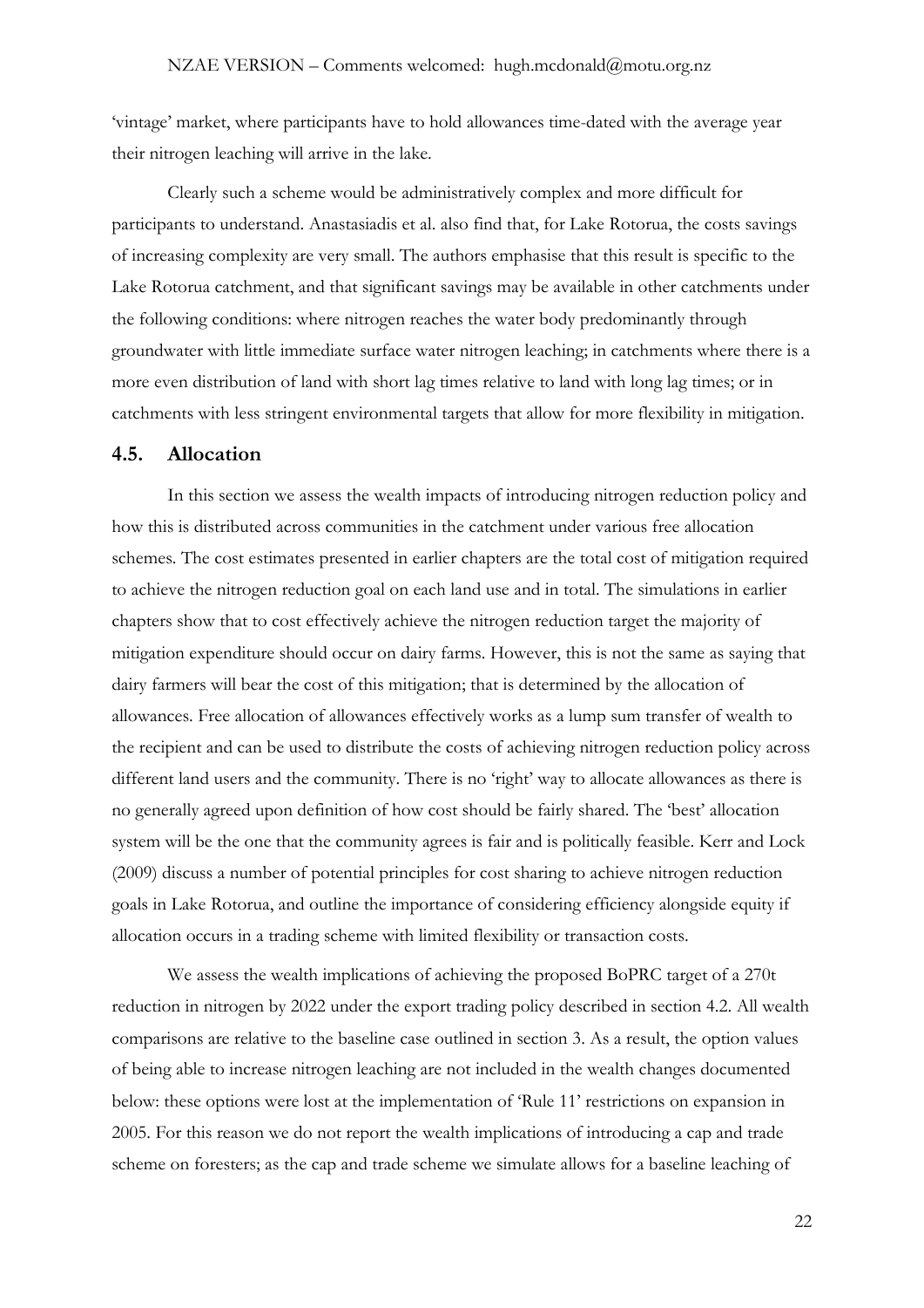'vintage' market, where participants have to hold allowances time-dated with the average year their nitrogen leaching will arrive in the lake.

Clearly such a scheme would be administratively complex and more difficult for participants to understand. Anastasiadis et al. also find that, for Lake Rotorua, the costs savings of increasing complexity are very small. The authors emphasise that this result is specific to the Lake Rotorua catchment, and that significant savings may be available in other catchments under the following conditions: where nitrogen reaches the water body predominantly through groundwater with little immediate surface water nitrogen leaching; in catchments where there is a more even distribution of land with short lag times relative to land with long lag times; or in catchments with less stringent environmental targets that allow for more flexibility in mitigation.

## 4.5. Allocation

In this section we assess the wealth impacts of introducing nitrogen reduction policy and how this is distributed across communities in the catchment under various free allocation schemes. The cost estimates presented in earlier chapters are the total cost of mitigation required to achieve the nitrogen reduction goal on each land use and in total. The simulations in earlier chapters show that to cost effectively achieve the nitrogen reduction target the majority of mitigation expenditure should occur on dairy farms. However, this is not the same as saying that dairy farmers will bear the cost of this mitigation; that is determined by the allocation of allowances. Free allocation of allowances effectively works as a lump sum transfer of wealth to the recipient and can be used to distribute the costs of achieving nitrogen reduction policy across different land users and the community. There is no 'right' way to allocate allowances as there is no generally agreed upon definition of how cost should be fairly shared. The 'best' allocation system will be the one that the community agrees is fair and is politically feasible. Kerr and Lock (2009) discuss a number of potential principles for cost sharing to achieve nitrogen reduction goals in Lake Rotorua, and outline the importance of considering efficiency alongside equity if allocation occurs in a trading scheme with limited flexibility or transaction costs.

We assess the wealth implications of achieving the proposed BoPRC target of a 270t reduction in nitrogen by 2022 under the export trading policy described in section 4.2. All wealth comparisons are relative to the baseline case outlined in section 3. As a result, the option values of being able to increase nitrogen leaching are not included in the wealth changes documented below: these options were lost at the implementation of 'Rule 11' restrictions on expansion in 2005. For this reason we do not report the wealth implications of introducing a cap and trade scheme on foresters; as the cap and trade scheme we simulate allows for a baseline leaching of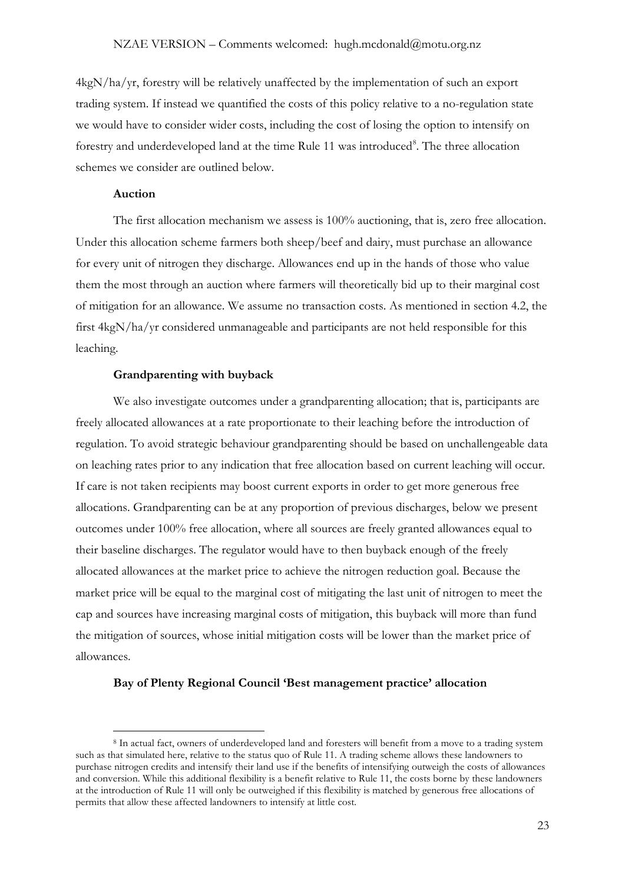4kgN/ha/yr, forestry will be relatively unaffected by the implementation of such an export trading system. If instead we quantified the costs of this policy relative to a no-regulation state we would have to consider wider costs, including the cost of losing the option to intensify on forestry and underdeveloped land at the time Rule 11 was introduced[8]. The three allocation schemes we consider are outlined below.

**Auction**

The first allocation mechanism we assess is 100% auctioning, that is, zero free allocation. Under this allocation scheme farmers both sheep/beef and dairy, must purchase an allowance for every unit of nitrogen they discharge. Allowances end up in the hands of those who value them the most through an auction where farmers will theoretically bid up to their marginal cost of mitigation for an allowance. We assume no transaction costs. As mentioned in section 4.2, the first 4kgN/ha/yr considered unmanageable and participants are not held responsible for this leaching.

**Grandparenting with buyback**

We also investigate outcomes under a grandparenting allocation; that is, participants are freely allocated allowances at a rate proportionate to their leaching before the introduction of regulation. To avoid strategic behaviour grandparenting should be based on unchallengeable data on leaching rates prior to any indication that free allocation based on current leaching will occur. If care is not taken recipients may boost current exports in order to get more generous free allocations. Grandparenting can be at any proportion of previous discharges, below we present outcomes under 100% free allocation, where all sources are freely granted allowances equal to their baseline discharges. The regulator would have to then buyback enough of the freely allocated allowances at the market price to achieve the nitrogen reduction goal. Because the market price will be equal to the marginal cost of mitigating the last unit of nitrogen to meet the cap and sources have increasing marginal costs of mitigation, this buyback will more than fund the mitigation of sources, whose initial mitigation costs will be lower than the market price of allowances.

**Bay of Plenty Regional Council 'Best management practice' allocation**

[8] In actual fact, owners of underdeveloped land and foresters will benefit from a move to a trading system such as that simulated here, relative to the status quo of Rule 11. A trading scheme allows these landowners to purchase nitrogen credits and intensify their land use if the benefits of intensifying outweigh the costs of allowances and conversion. While this additional flexibility is a benefit relative to Rule 11, the costs borne by these landowners at the introduction of Rule 11 will only be outweighed if this flexibility is matched by generous free allocations of permits that allow these affected landowners to intensify at little cost.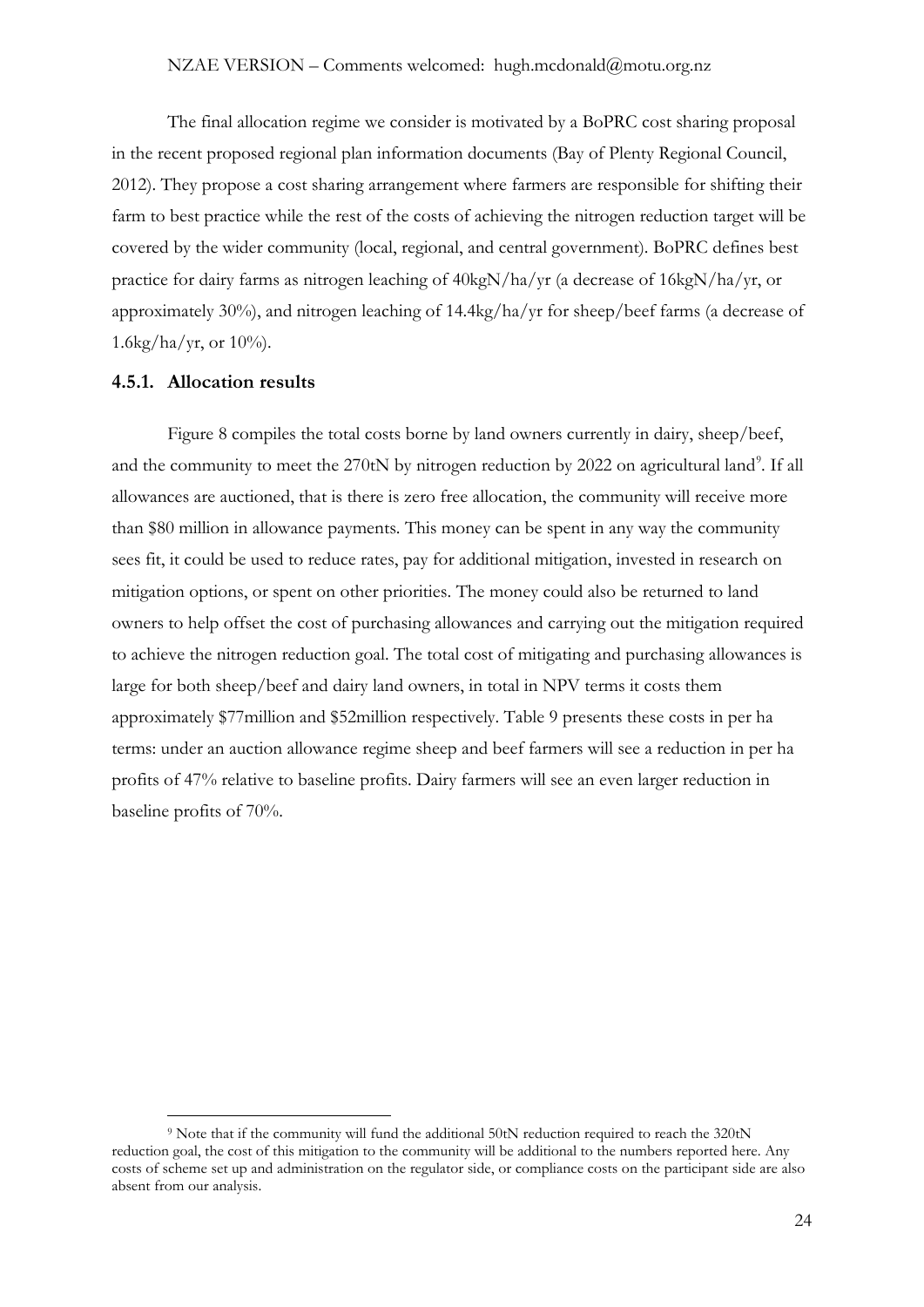The final allocation regime we consider is motivated by a BoPRC cost sharing proposal in the recent proposed regional plan information documents (Bay of Plenty Regional Council, 2012). They propose a cost sharing arrangement where farmers are responsible for shifting their farm to best practice while the rest of the costs of achieving the nitrogen reduction target will be covered by the wider community (local, regional, and central government). BoPRC defines best practice for dairy farms as nitrogen leaching of 40kgN/ha/yr (a decrease of 16kgN/ha/yr, or approximately 30%), and nitrogen leaching of 14.4kg/ha/yr for sheep/beef farms (a decrease of 1.6kg/ha/yr, or 10%).

### 4.5.1. Allocation results

Figure 8 compiles the total costs borne by land owners currently in dairy, sheep/beef, and the community to meet the 270tN by nitrogen reduction by 2022 on agricultural land[9]. If all allowances are auctioned, that is there is zero free allocation, the community will receive more than $80 million in allowance payments. This money can be spent in any way the community sees fit, it could be used to reduce rates, pay for additional mitigation, invested in research on mitigation options, or spent on other priorities. The money could also be returned to land owners to help offset the cost of purchasing allowances and carrying out the mitigation required to achieve the nitrogen reduction goal. The total cost of mitigating and purchasing allowances is large for both sheep/beef and dairy land owners, in total in NPV terms it costs them approximately $77million and $52million respectively. Table 9 presents these costs in per ha terms: under an auction allowance regime sheep and beef farmers will see a reduction in per ha profits of 47% relative to baseline profits. Dairy farmers will see an even larger reduction in baseline profits of 70%.

[9] Note that if the community will fund the additional 50tN reduction required to reach the 320tN reduction goal, the cost of this mitigation to the community will be additional to the numbers reported here. Any costs of scheme set up and administration on the regulator side, or compliance costs on the participant side are also absent from our analysis.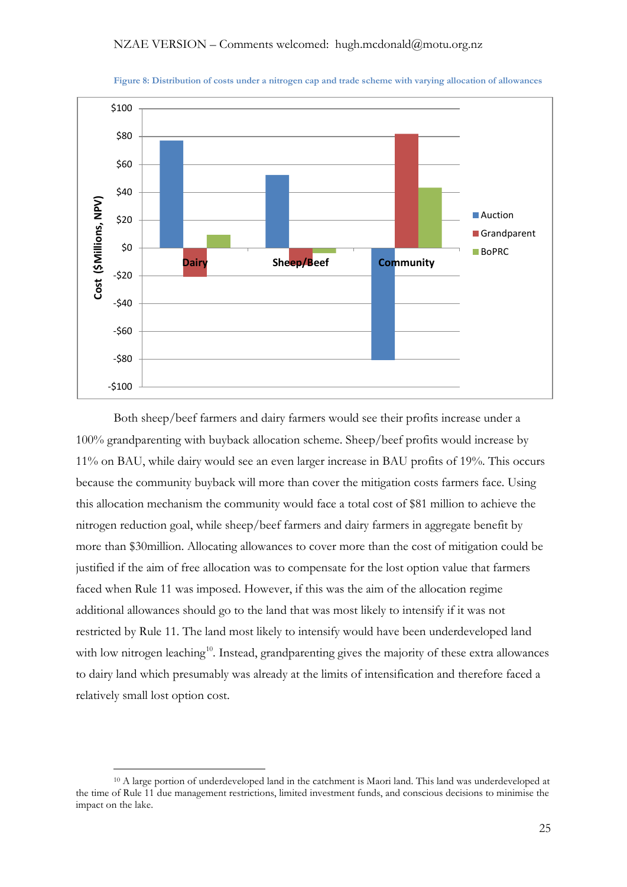Figure 8: Distribution of costs under a nitrogen cap and trade scheme with varying allocation of allowances

Both sheep/beef farmers and dairy farmers would see their profits increase under a 100% grandparenting with buyback allocation scheme. Sheep/beef profits would increase by 11% on BAU, while dairy would see an even larger increase in BAU profits of 19%. This occurs because the community buyback will more than cover the mitigation costs farmers face. Using this allocation mechanism the community would face a total cost of \$81 million to achieve the nitrogen reduction goal, while sheep/beef farmers and dairy farmers in aggregate benefit by more than \$30million. Allocating allowances to cover more than the cost of mitigation could be justified if the aim of free allocation was to compensate for the lost option value that farmers faced when Rule 11 was imposed. However, if this was the aim of the allocation regime additional allowances should go to the land that was most likely to intensify if it was not restricted by Rule 11. The land most likely to intensify would have been underdeveloped land with low nitrogen leaching[10]. Instead, grandparenting gives the majority of these extra allowances to dairy land which presumably was already at the limits of intensification and therefore faced a relatively small lost option cost.

[10] A large portion of underdeveloped land in the catchment is Maori land. This land was underdeveloped at the time of Rule 11 due management restrictions, limited investment funds, and conscious decisions to minimise the impact on the lake.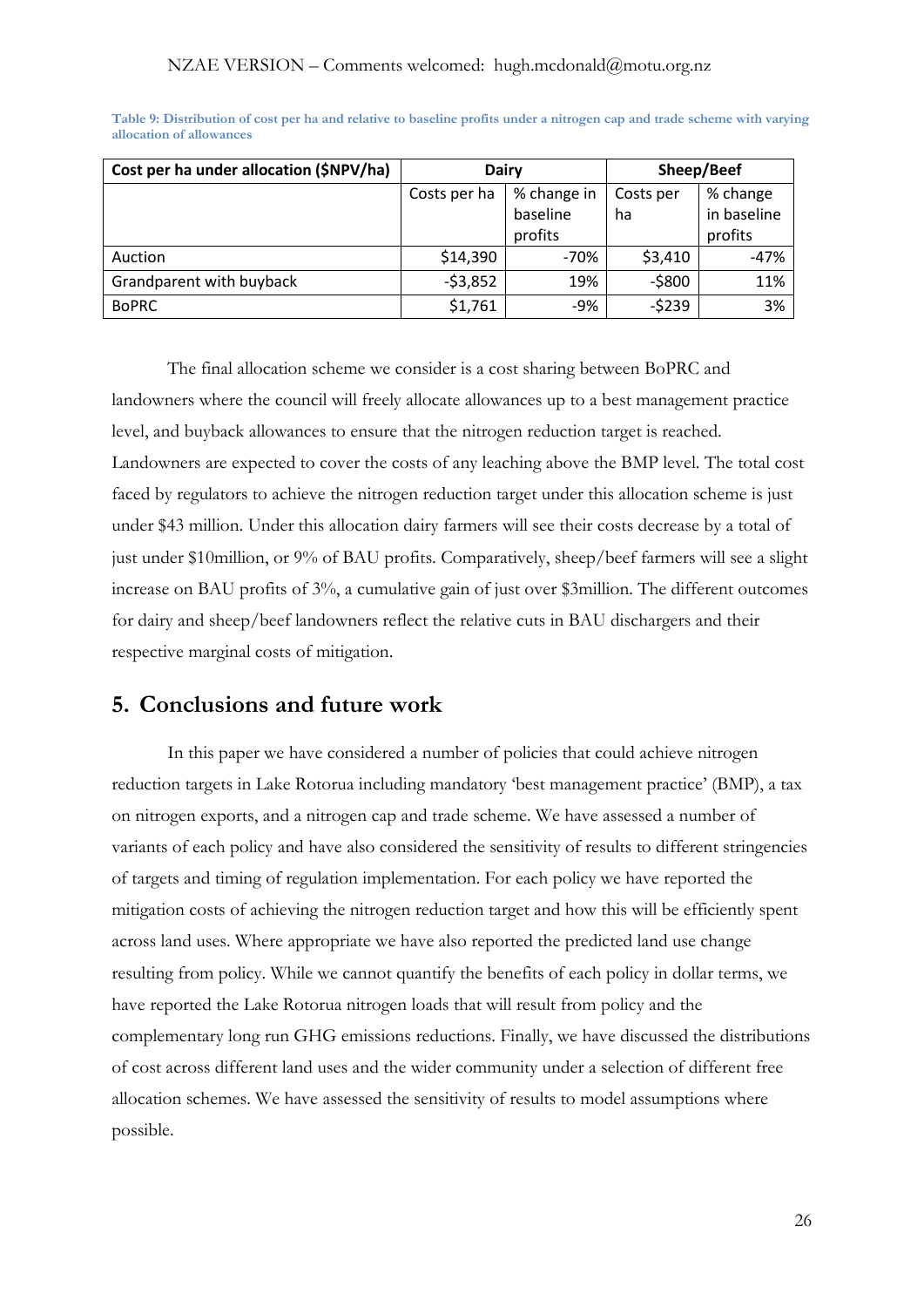**Table 9: Distribution of cost per ha and relative to baseline profits under a nitrogen cap and trade scheme with varying allocation of allowances**

| Cost per ha under allocation ($NPV/ha) | Dairy | | Sheep/Beef | |
|---|---|---|---|---|
| | Costs per ha | % change in baseline profits | Costs per ha | % change in baseline profits |
| Auction | $14,390 | -70% | $3,410 | -47% |
| Grandparent with buyback | -$3,852 | 19% | -$800 | 11% |
| BoPRC | $1,761 | -9% | -$239 | 3% |

The final allocation scheme we consider is a cost sharing between BoPRC and landowners where the council will freely allocate allowances up to a best management practice level, and buyback allowances to ensure that the nitrogen reduction target is reached. Landowners are expected to cover the costs of any leaching above the BMP level. The total cost faced by regulators to achieve the nitrogen reduction target under this allocation scheme is just under $43 million. Under this allocation dairy farmers will see their costs decrease by a total of just under $10million, or 9% of BAU profits. Comparatively, sheep/beef farmers will see a slight increase on BAU profits of 3%, a cumulative gain of just over $3million. The different outcomes for dairy and sheep/beef landowners reflect the relative cuts in BAU dischargers and their respective marginal costs of mitigation.

## 5. Conclusions and future work

In this paper we have considered a number of policies that could achieve nitrogen reduction targets in Lake Rotorua including mandatory 'best management practice' (BMP), a tax on nitrogen exports, and a nitrogen cap and trade scheme. We have assessed a number of variants of each policy and have also considered the sensitivity of results to different stringencies of targets and timing of regulation implementation. For each policy we have reported the mitigation costs of achieving the nitrogen reduction target and how this will be efficiently spent across land uses. Where appropriate we have also reported the predicted land use change resulting from policy. While we cannot quantify the benefits of each policy in dollar terms, we have reported the Lake Rotorua nitrogen loads that will result from policy and the complementary long run GHG emissions reductions. Finally, we have discussed the distributions of cost across different land uses and the wider community under a selection of different free allocation schemes. We have assessed the sensitivity of results to model assumptions where possible.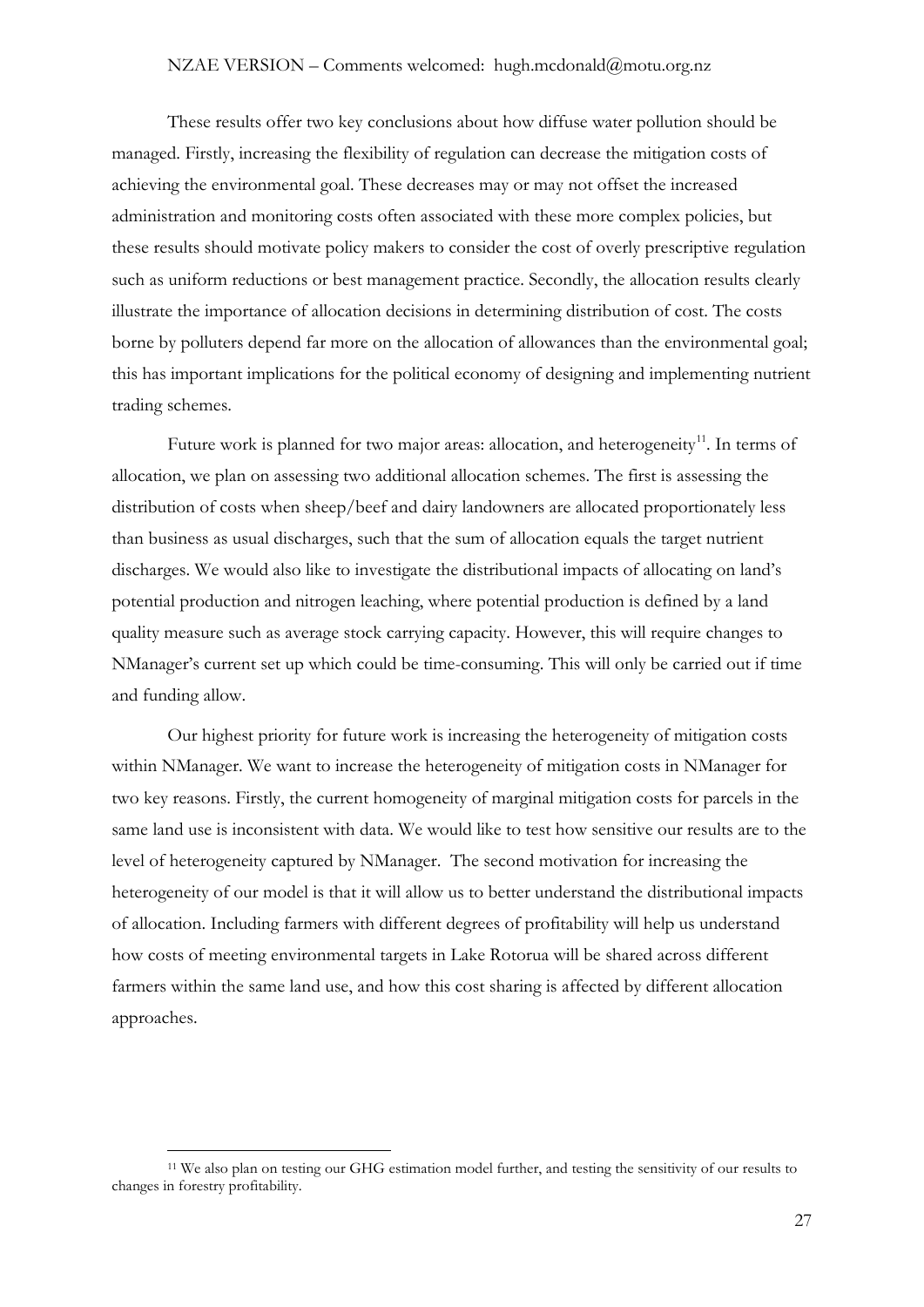These results offer two key conclusions about how diffuse water pollution should be managed. Firstly, increasing the flexibility of regulation can decrease the mitigation costs of achieving the environmental goal. These decreases may or may not offset the increased administration and monitoring costs often associated with these more complex policies, but these results should motivate policy makers to consider the cost of overly prescriptive regulation such as uniform reductions or best management practice. Secondly, the allocation results clearly illustrate the importance of allocation decisions in determining distribution of cost. The costs borne by polluters depend far more on the allocation of allowances than the environmental goal; this has important implications for the political economy of designing and implementing nutrient trading schemes.

Future work is planned for two major areas: allocation, and heterogeneity[11]. In terms of allocation, we plan on assessing two additional allocation schemes. The first is assessing the distribution of costs when sheep/beef and dairy landowners are allocated proportionately less than business as usual discharges, such that the sum of allocation equals the target nutrient discharges. We would also like to investigate the distributional impacts of allocating on land's potential production and nitrogen leaching, where potential production is defined by a land quality measure such as average stock carrying capacity. However, this will require changes to NManager's current set up which could be time-consuming. This will only be carried out if time and funding allow.

Our highest priority for future work is increasing the heterogeneity of mitigation costs within NManager. We want to increase the heterogeneity of mitigation costs in NManager for two key reasons. Firstly, the current homogeneity of marginal mitigation costs for parcels in the same land use is inconsistent with data. We would like to test how sensitive our results are to the level of heterogeneity captured by NManager. The second motivation for increasing the heterogeneity of our model is that it will allow us to better understand the distributional impacts of allocation. Including farmers with different degrees of profitability will help us understand how costs of meeting environmental targets in Lake Rotorua will be shared across different farmers within the same land use, and how this cost sharing is affected by different allocation approaches.

[11] We also plan on testing our GHG estimation model further, and testing the sensitivity of our results to changes in forestry profitability.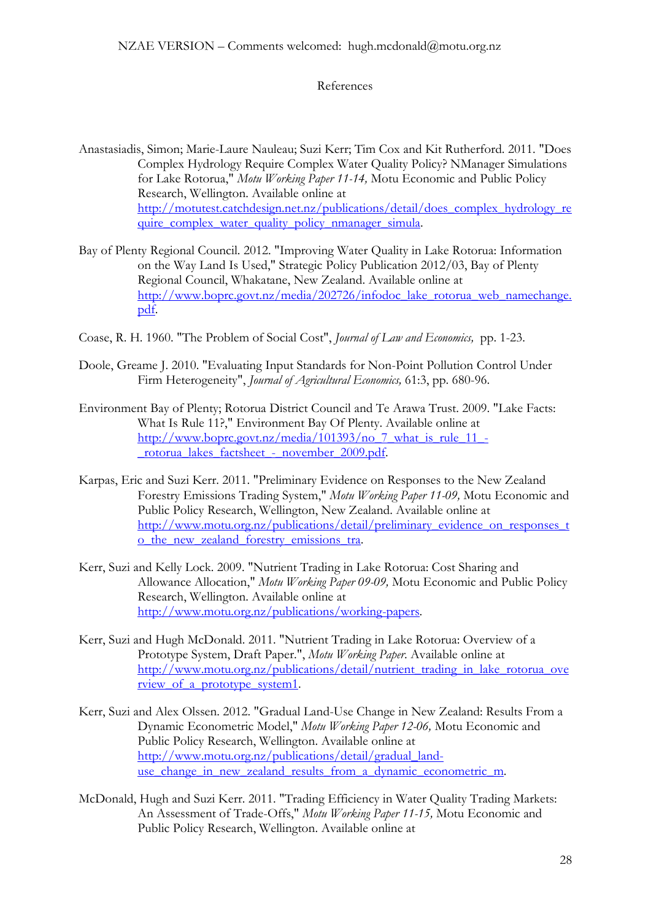References

Anastasiadis, Simon; Marie-Laure Nauleau; Suzi Kerr; Tim Cox and Kit Rutherford. 2011. "Does Complex Hydrology Require Complex Water Quality Policy? NManager Simulations for Lake Rotorua," *Motu Working Paper 11-14,* Motu Economic and Public Policy Research, Wellington. Available online at http://mototest.catchdesign.net.nz/publications/detail/does_complex_hydrology_require_complex_water_quality_policy_nmanager_simula.

Bay of Plenty Regional Council. 2012. "Improving Water Quality in Lake Rotorua: Information on the Way Land Is Used," Strategic Policy Publication 2012/03, Bay of Plenty Regional Council, Whakatane, New Zealand. Available online at http://www.boprc.govt.nz/media/202726/infodoc_lake_rotorua_web_namechange.pdf.

Coase, R. H. 1960. "The Problem of Social Cost", *Journal of Law and Economics,* pp. 1-23.

Doole, Greame J. 2010. "Evaluating Input Standards for Non-Point Pollution Control Under Firm Heterogeneity", *Journal of Agricultural Economics,* 61:3, pp. 680-96.

Environment Bay of Plenty; Rotorua District Council and Te Arawa Trust. 2009. "Lake Facts: What Is Rule 11?," Environment Bay Of Plenty. Available online at http://www.boprc.govt.nz/media/101393/no_7_what_is_rule_11_-_rotorua_lakes_factsheet_-_november_2009.pdf.

Karpas, Eric and Suzi Kerr. 2011. "Preliminary Evidence on Responses to the New Zealand Forestry Emissions Trading System," *Motu Working Paper 11-09,* Motu Economic and Public Policy Research, Wellington, New Zealand. Available online at http://www.motu.org.nz/publications/detail/preliminary_evidence_on_responses_to_the_new_zealand_forestry_emissions_tra.

Kerr, Suzi and Kelly Lock. 2009. "Nutrient Trading in Lake Rotorua: Cost Sharing and Allowance Allocation," *Motu Working Paper 09-09,* Motu Economic and Public Policy Research, Wellington. Available online at http://www.motu.org.nz/publications/working-papers.

Kerr, Suzi and Hugh McDonald. 2011. "Nutrient Trading in Lake Rotorua: Overview of a Prototype System, Draft Paper.", *Motu Working Paper.* Available online at http://www.motu.org.nz/publications/detail/nutrient_trading_in_lake_rotorua_overview_of_a_prototype_system1.

Kerr, Suzi and Alex Olssen. 2012. "Gradual Land-Use Change in New Zealand: Results From a Dynamic Econometric Model," *Motu Working Paper 12-06,* Motu Economic and Public Policy Research, Wellington. Available online at http://www.motu.org.nz/publications/detail/gradual_land-use_change_in_new_zealand_results_from_a_dynamic_econometric_m.

McDonald, Hugh and Suzi Kerr. 2011. "Trading Efficiency in Water Quality Trading Markets: An Assessment of Trade-Offs," *Motu Working Paper 11-15,* Motu Economic and Public Policy Research, Wellington. Available online at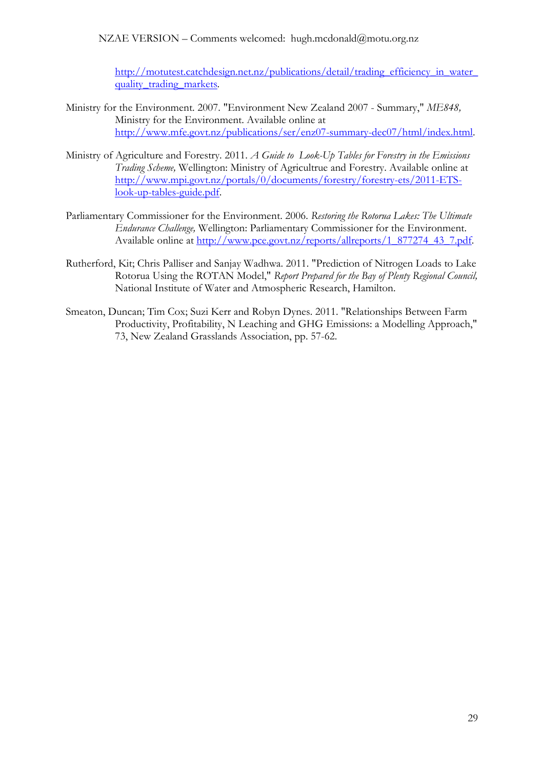http://-motutest.catchdesign.net.nz/publications/detail/trading_efficiency_in_water_quality_trading_markets.

Ministry for the Environment. 2007. "Environment New Zealand 2007 - Summary," *ME848,* Ministry for the Environment. Available online at http://www.mfe.govt.nz/publications/ser/enz07-summary-dec07/html/index.html.

Ministry of Agriculture and Forestry. 2011. *A Guide to Look-Up Tables for Forestry in the Emissions Trading Scheme,* Wellington: Ministry of Agricultrue and Forestry. Available online at http://www.mpi.govt.nz/portals/0/documents/forestry/forestry-ets/2011-ETS-look-up-tables-guide.pdf.

Parliamentary Commissioner for the Environment. 2006. *Restoring the Rotorua Lakes: The Ultimate Endurance Challenge,* Wellington: Parliamentary Commissioner for the Environment. Available online at http://www.pce.govt.nz/reports/allreports/1_877274_43_7.pdf.

Rutherford, Kit; Chris Palliser and Sanjay Wadhwa. 2011. "Prediction of Nitrogen Loads to Lake Rotorua Using the ROTAN Model," *Report Prepared for the Bay of Plenty Regional Council,* National Institute of Water and Atmospheric Research, Hamilton.

Smeaton, Duncan; Tim Cox; Suzi Kerr and Robyn Dynes. 2011. "Relationships Between Farm Productivity, Profitability, N Leaching and GHG Emissions: a Modelling Approach," 73, New Zealand Grasslands Association, pp. 57-62.